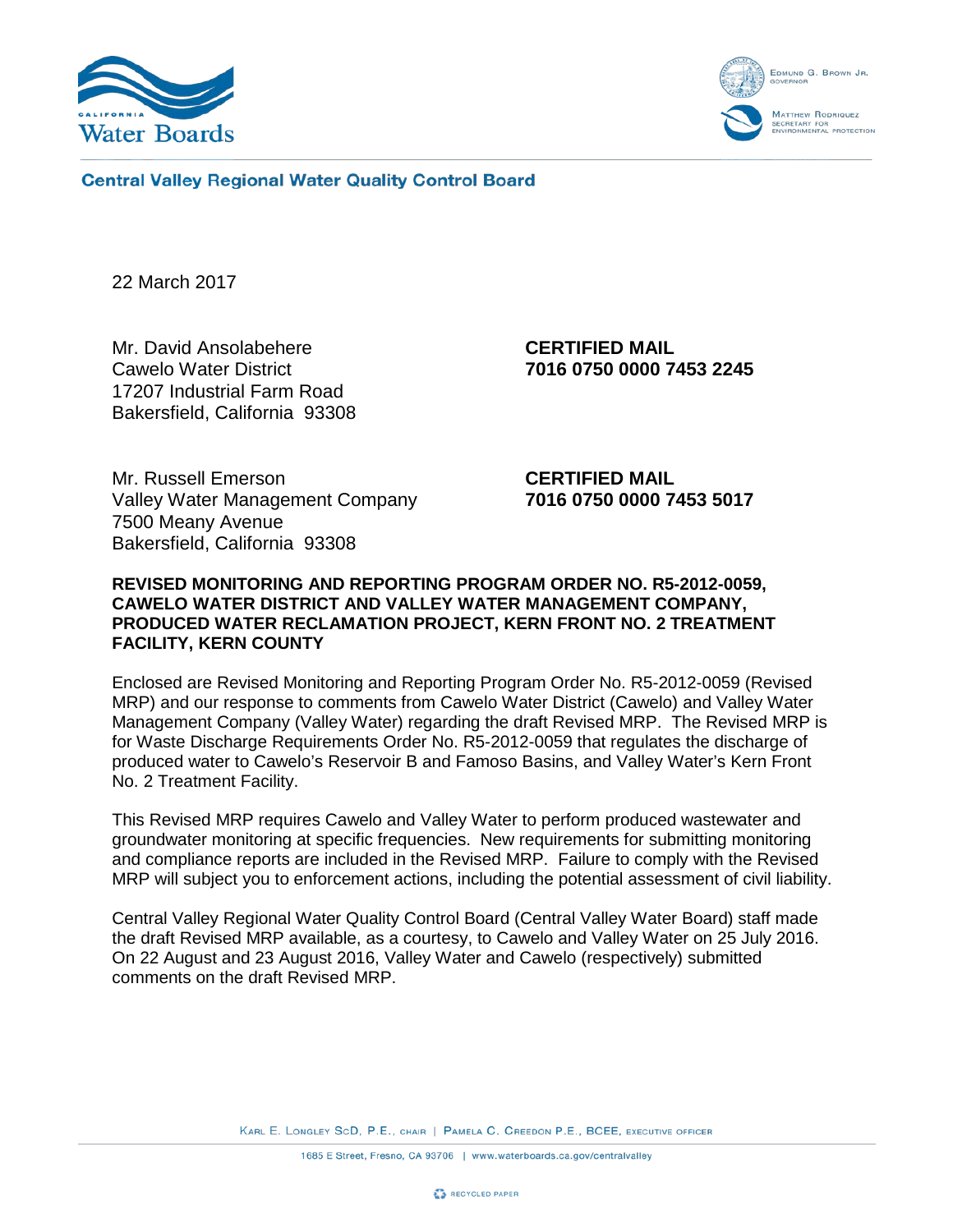Central Valley Regional Water Quality Control Board

22 March 2017

Mr. David Ansolabehere
Cawelo Water District
17207 Industrial Farm Road
Bakersfield, California 93308

**CERTIFIED MAIL**
**7016 0750 0000 7453 2245**

Mr. Russell Emerson
Valley Water Management Company
7500 Meany Avenue
Bakersfield, California 93308

**CERTIFIED MAIL**
**7016 0750 0000 7453 5017**

**REVISED MONITORING AND REPORTING PROGRAM ORDER NO. R5-2012-0059, CAWELO WATER DISTRICT AND VALLEY WATER MANAGEMENT COMPANY, PRODUCED WATER RECLAMATION PROJECT, KERN FRONT NO. 2 TREATMENT FACILITY, KERN COUNTY**

Enclosed are Revised Monitoring and Reporting Program Order No. R5-2012-0059 (Revised MRP) and our response to comments from Cawelo Water District (Cawelo) and Valley Water Management Company (Valley Water) regarding the draft Revised MRP. The Revised MRP is for Waste Discharge Requirements Order No. R5-2012-0059 that regulates the discharge of produced water to Cawelo's Reservoir B and Famoso Basins, and Valley Water's Kern Front No. 2 Treatment Facility.

This Revised MRP requires Cawelo and Valley Water to perform produced wastewater and groundwater monitoring at specific frequencies. New requirements for submitting monitoring and compliance reports are included in the Revised MRP. Failure to comply with the Revised MRP will subject you to enforcement actions, including the potential assessment of civil liability.

Central Valley Regional Water Quality Control Board (Central Valley Water Board) staff made the draft Revised MRP available, as a courtesy, to Cawelo and Valley Water on 25 July 2016. On 22 August and 23 August 2016, Valley Water and Cawelo (respectively) submitted comments on the draft Revised MRP.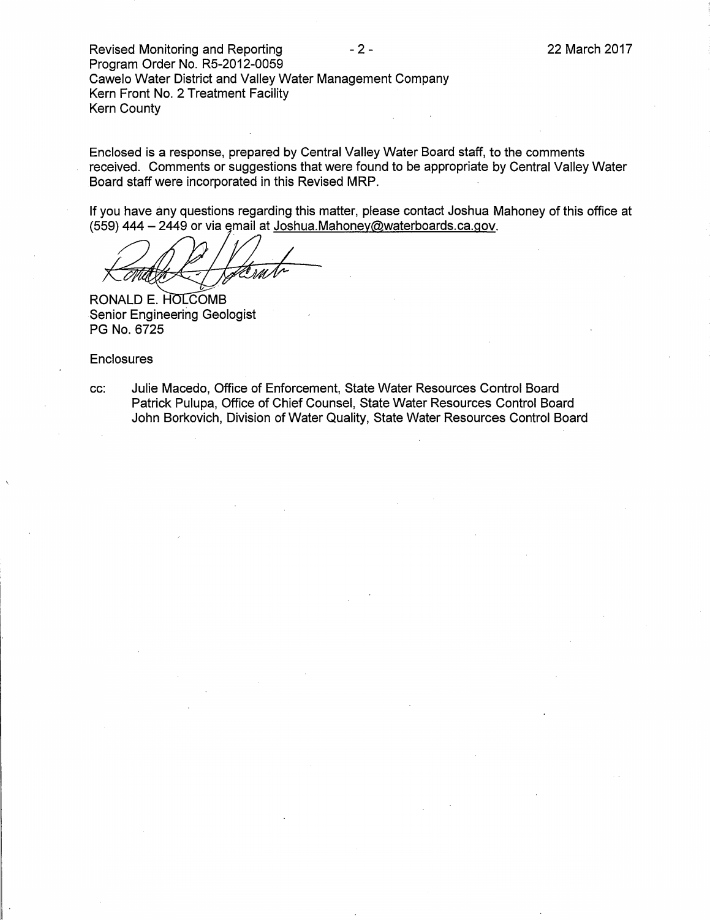Enclosed is a response, prepared by Central Valley Water Board staff, to the comments received. Comments or suggestions that were found to be appropriate by Central Valley Water Board staff were incorporated in this Revised MRP.

If you have any questions regarding this matter, please contact Joshua Mahoney of this office at (559) 444 – 2449 or via email at Joshua.Mahoney@waterboards.ca.gov.

RONALD E. HOLCOMB
Senior Engineering Geologist
PG No. 6725

Enclosures

cc: Julie Macedo, Office of Enforcement, State Water Resources Control Board
Patrick Pulupa, Office of Chief Counsel, State Water Resources Control Board
John Borkovich, Division of Water Quality, State Water Resources Control Board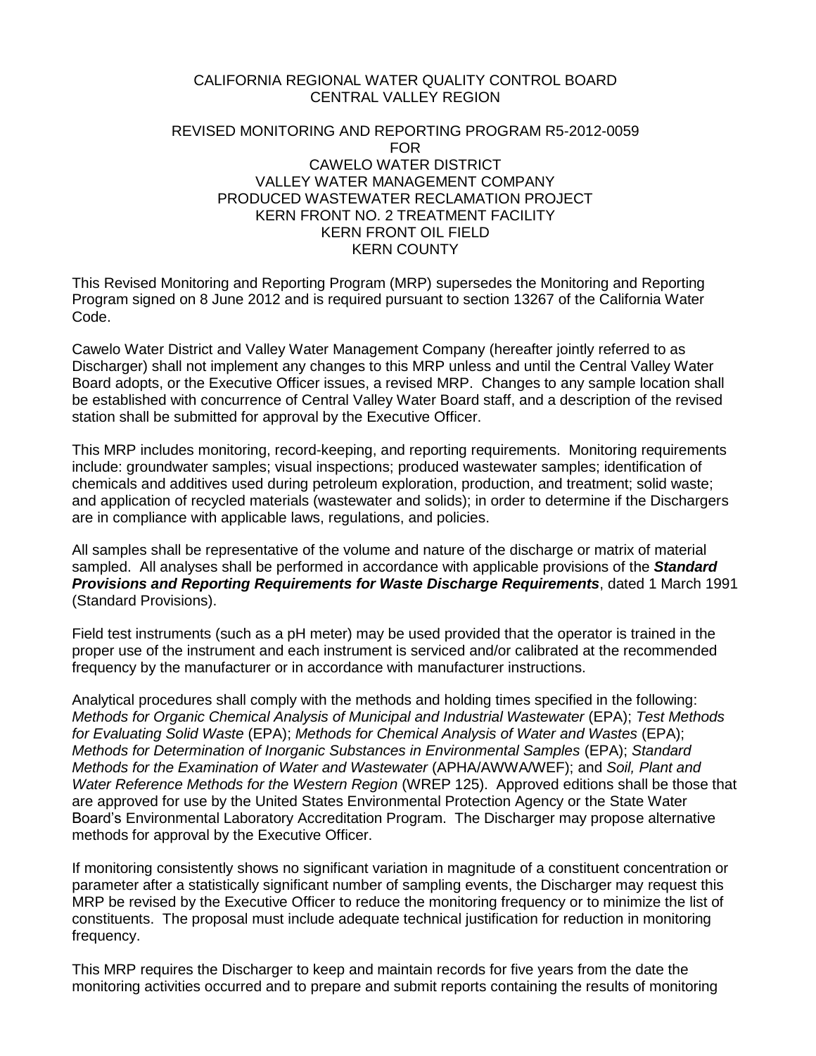CALIFORNIA REGIONAL WATER QUALITY CONTROL BOARD
CENTRAL VALLEY REGION

REVISED MONITORING AND REPORTING PROGRAM R5-2012-0059
FOR
CAWELO WATER DISTRICT
VALLEY WATER MANAGEMENT COMPANY
PRODUCED WASTEWATER RECLAMATION PROJECT
KERN FRONT NO. 2 TREATMENT FACILITY
KERN FRONT OIL FIELD
KERN COUNTY

This Revised Monitoring and Reporting Program (MRP) supersedes the Monitoring and Reporting Program signed on 8 June 2012 and is required pursuant to section 13267 of the California Water Code.

Cawelo Water District and Valley Water Management Company (hereafter jointly referred to as Discharger) shall not implement any changes to this MRP unless and until the Central Valley Water Board adopts, or the Executive Officer issues, a revised MRP. Changes to any sample location shall be established with concurrence of Central Valley Water Board staff, and a description of the revised station shall be submitted for approval by the Executive Officer.

This MRP includes monitoring, record-keeping, and reporting requirements. Monitoring requirements include: groundwater samples; visual inspections; produced wastewater samples; identification of chemicals and additives used during petroleum exploration, production, and treatment; solid waste; and application of recycled materials (wastewater and solids); in order to determine if the Dischargers are in compliance with applicable laws, regulations, and policies.

All samples shall be representative of the volume and nature of the discharge or matrix of material sampled. All analyses shall be performed in accordance with applicable provisions of the ***Standard Provisions and Reporting Requirements for Waste Discharge Requirements***, dated 1 March 1991 (Standard Provisions).

Field test instruments (such as a pH meter) may be used provided that the operator is trained in the proper use of the instrument and each instrument is serviced and/or calibrated at the recommended frequency by the manufacturer or in accordance with manufacturer instructions.

Analytical procedures shall comply with the methods and holding times specified in the following: *Methods for Organic Chemical Analysis of Municipal and Industrial Wastewater* (EPA); *Test Methods for Evaluating Solid Waste* (EPA); *Methods for Chemical Analysis of Water and Wastes* (EPA); *Methods for Determination of Inorganic Substances in Environmental Samples* (EPA); *Standard Methods for the Examination of Water and Wastewater* (APHA/AWWA/WEF); and *Soil, Plant and Water Reference Methods for the Western Region* (WREP 125). Approved editions shall be those that are approved for use by the United States Environmental Protection Agency or the State Water Board's Environmental Laboratory Accreditation Program. The Discharger may propose alternative methods for approval by the Executive Officer.

If monitoring consistently shows no significant variation in magnitude of a constituent concentration or parameter after a statistically significant number of sampling events, the Discharger may request this MRP be revised by the Executive Officer to reduce the monitoring frequency or to minimize the list of constituents. The proposal must include adequate technical justification for reduction in monitoring frequency.

This MRP requires the Discharger to keep and maintain records for five years from the date the monitoring activities occurred and to prepare and submit reports containing the results of monitoring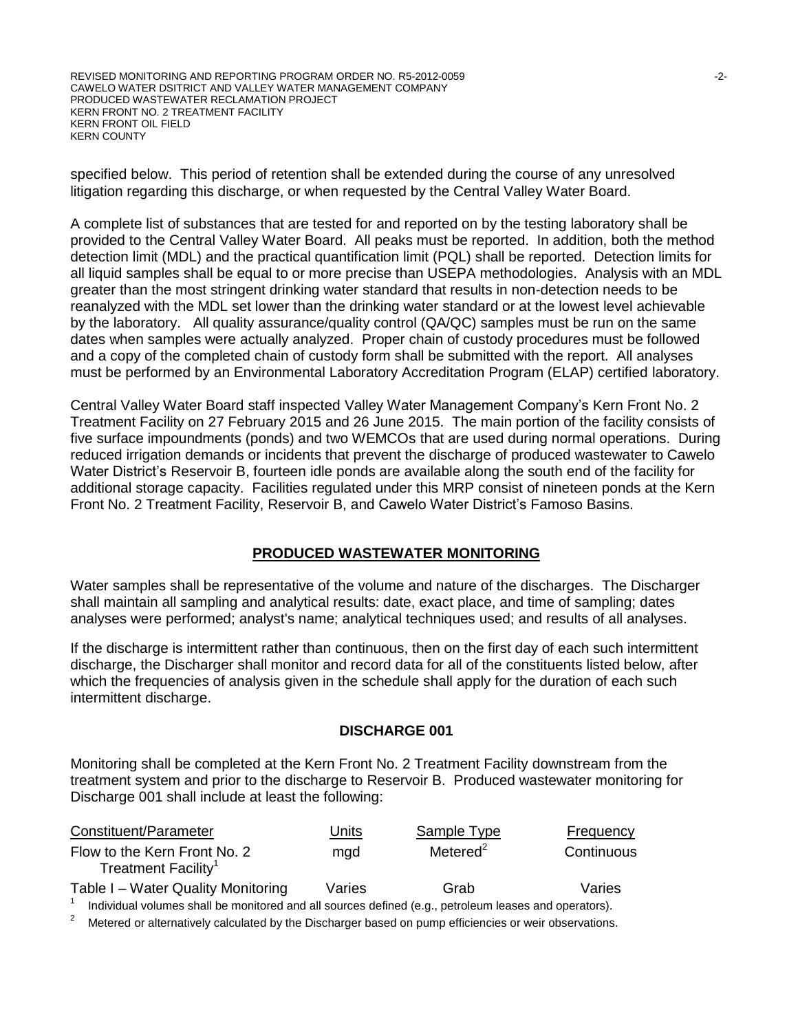specified below. This period of retention shall be extended during the course of any unresolved litigation regarding this discharge, or when requested by the Central Valley Water Board.

A complete list of substances that are tested for and reported on by the testing laboratory shall be provided to the Central Valley Water Board. All peaks must be reported. In addition, both the method detection limit (MDL) and the practical quantification limit (PQL) shall be reported. Detection limits for all liquid samples shall be equal to or more precise than USEPA methodologies. Analysis with an MDL greater than the most stringent drinking water standard that results in non-detection needs to be reanalyzed with the MDL set lower than the drinking water standard or at the lowest level achievable by the laboratory. All quality assurance/quality control (QA/QC) samples must be run on the same dates when samples were actually analyzed. Proper chain of custody procedures must be followed and a copy of the completed chain of custody form shall be submitted with the report. All analyses must be performed by an Environmental Laboratory Accreditation Program (ELAP) certified laboratory.

Central Valley Water Board staff inspected Valley Water Management Company's Kern Front No. 2 Treatment Facility on 27 February 2015 and 26 June 2015. The main portion of the facility consists of five surface impoundments (ponds) and two WEMCOs that are used during normal operations. During reduced irrigation demands or incidents that prevent the discharge of produced wastewater to Cawelo Water District's Reservoir B, fourteen idle ponds are available along the south end of the facility for additional storage capacity. Facilities regulated under this MRP consist of nineteen ponds at the Kern Front No. 2 Treatment Facility, Reservoir B, and Cawelo Water District's Famoso Basins.

## PRODUCED WASTEWATER MONITORING

Water samples shall be representative of the volume and nature of the discharges. The Discharger shall maintain all sampling and analytical results: date, exact place, and time of sampling; dates analyses were performed; analyst's name; analytical techniques used; and results of all analyses.

If the discharge is intermittent rather than continuous, then on the first day of each such intermittent discharge, the Discharger shall monitor and record data for all of the constituents listed below, after which the frequencies of analysis given in the schedule shall apply for the duration of each such intermittent discharge.

### DISCHARGE 001

Monitoring shall be completed at the Kern Front No. 2 Treatment Facility downstream from the treatment system and prior to the discharge to Reservoir B. Produced wastewater monitoring for Discharge 001 shall include at least the following:

| Constituent/Parameter | Units | Sample Type | Frequency |
|---|---|---|---|
| Flow to the Kern Front No. 2 Treatment Facility[1] | mgd | Metered[2] | Continuous |
| Table I – Water Quality Monitoring | Varies | Grab | Varies |

[1] Individual volumes shall be monitored and all sources defined (e.g., petroleum leases and operators).

[2] Metered or alternatively calculated by the Discharger based on pump efficiencies or weir observations.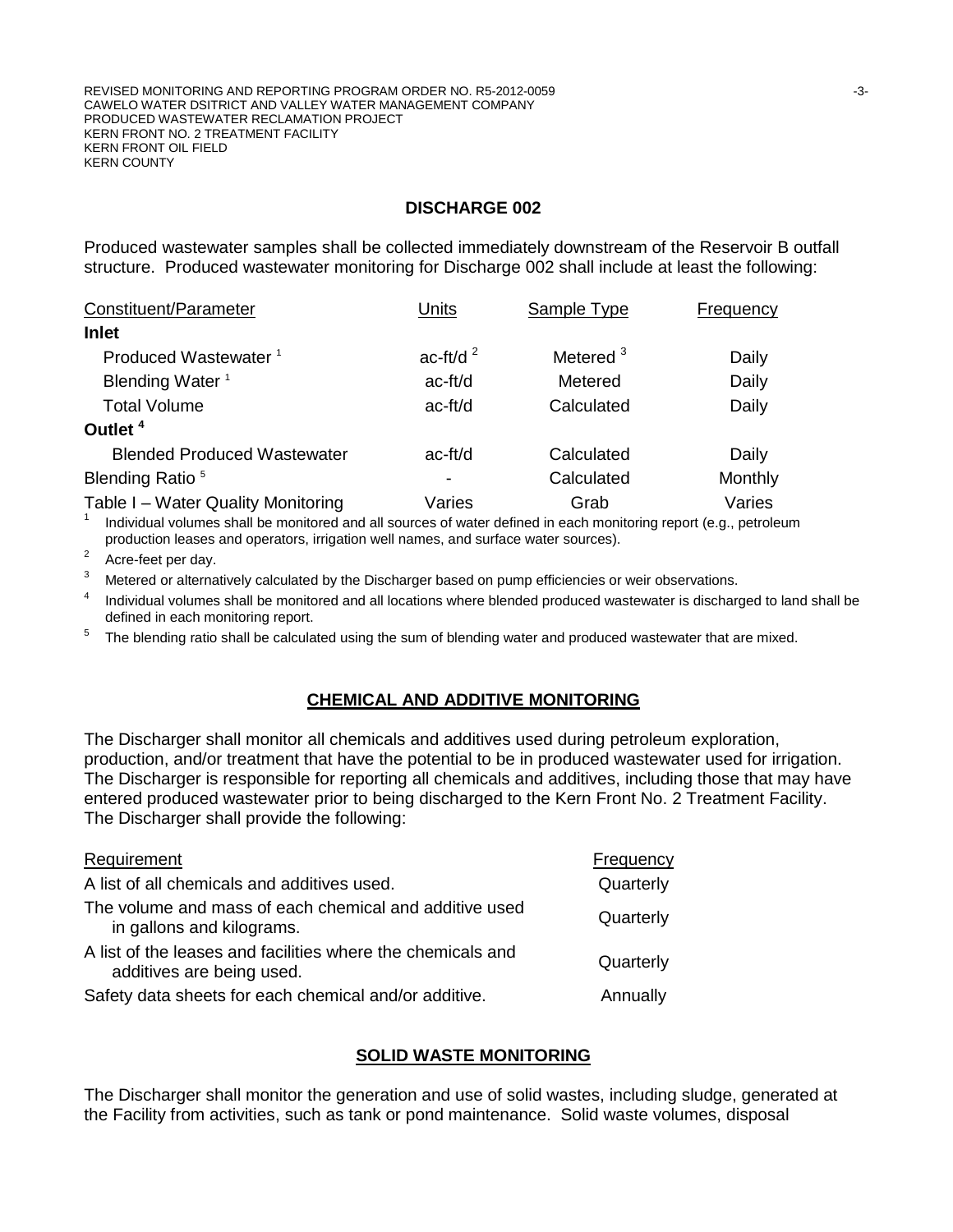## DISCHARGE 002

Produced wastewater samples shall be collected immediately downstream of the Reservoir B outfall structure. Produced wastewater monitoring for Discharge 002 shall include at least the following:

| Constituent/Parameter | Units | Sample Type | Frequency |
|---|---|---|---|
| **Inlet** | | | |
| Produced Wastewater [1] | ac-ft/d [2] | Metered [3] | Daily |
| Blending Water [1] | ac-ft/d | Metered | Daily |
| Total Volume | ac-ft/d | Calculated | Daily |
| **Outlet [4]** | | | |
| Blended Produced Wastewater | ac-ft/d | Calculated | Daily |
| Blending Ratio [5] | - | Calculated | Monthly |
| Table I – Water Quality Monitoring | Varies | Grab | Varies |

[1] Individual volumes shall be monitored and all sources of water defined in each monitoring report (e.g., petroleum production leases and operators, irrigation well names, and surface water sources).

[2] Acre-feet per day.

[3] Metered or alternatively calculated by the Discharger based on pump efficiencies or weir observations.

[4] Individual volumes shall be monitored and all locations where blended produced wastewater is discharged to land shall be defined in each monitoring report.

[5] The blending ratio shall be calculated using the sum of blending water and produced wastewater that are mixed.

## CHEMICAL AND ADDITIVE MONITORING

The Discharger shall monitor all chemicals and additives used during petroleum exploration, production, and/or treatment that have the potential to be in produced wastewater used for irrigation. The Discharger is responsible for reporting all chemicals and additives, including those that may have entered produced wastewater prior to being discharged to the Kern Front No. 2 Treatment Facility. The Discharger shall provide the following:

| Requirement | Frequency |
|---|---|
| A list of all chemicals and additives used. | Quarterly |
| The volume and mass of each chemical and additive used in gallons and kilograms. | Quarterly |
| A list of the leases and facilities where the chemicals and additives are being used. | Quarterly |
| Safety data sheets for each chemical and/or additive. | Annually |

## SOLID WASTE MONITORING

The Discharger shall monitor the generation and use of solid wastes, including sludge, generated at the Facility from activities, such as tank or pond maintenance. Solid waste volumes, disposal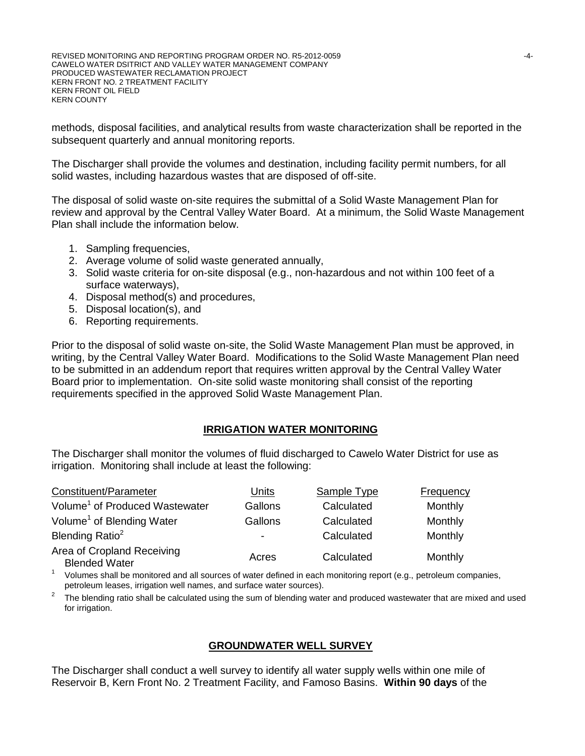methods, disposal facilities, and analytical results from waste characterization shall be reported in the subsequent quarterly and annual monitoring reports.

The Discharger shall provide the volumes and destination, including facility permit numbers, for all solid wastes, including hazardous wastes that are disposed of off-site.

The disposal of solid waste on-site requires the submittal of a Solid Waste Management Plan for review and approval by the Central Valley Water Board. At a minimum, the Solid Waste Management Plan shall include the information below.

1. Sampling frequencies,
2. Average volume of solid waste generated annually,
3. Solid waste criteria for on-site disposal (e.g., non-hazardous and not within 100 feet of a surface waterways),
4. Disposal method(s) and procedures,
5. Disposal location(s), and
6. Reporting requirements.

Prior to the disposal of solid waste on-site, the Solid Waste Management Plan must be approved, in writing, by the Central Valley Water Board. Modifications to the Solid Waste Management Plan need to be submitted in an addendum report that requires written approval by the Central Valley Water Board prior to implementation. On-site solid waste monitoring shall consist of the reporting requirements specified in the approved Solid Waste Management Plan.

## IRRIGATION WATER MONITORING

The Discharger shall monitor the volumes of fluid discharged to Cawelo Water District for use as irrigation. Monitoring shall include at least the following:

| Constituent/Parameter | Units | Sample Type | Frequency |
|---|---|---|---|
| Volume[1] of Produced Wastewater | Gallons | Calculated | Monthly |
| Volume[1] of Blending Water | Gallons | Calculated | Monthly |
| Blending Ratio[2] | - | Calculated | Monthly |
| Area of Cropland Receiving Blended Water | Acres | Calculated | Monthly |

[1] Volumes shall be monitored and all sources of water defined in each monitoring report (e.g., petroleum companies, petroleum leases, irrigation well names, and surface water sources).

[2] The blending ratio shall be calculated using the sum of blending water and produced wastewater that are mixed and used for irrigation.

## GROUNDWATER WELL SURVEY

The Discharger shall conduct a well survey to identify all water supply wells within one mile of Reservoir B, Kern Front No. 2 Treatment Facility, and Famoso Basins. **Within 90 days** of the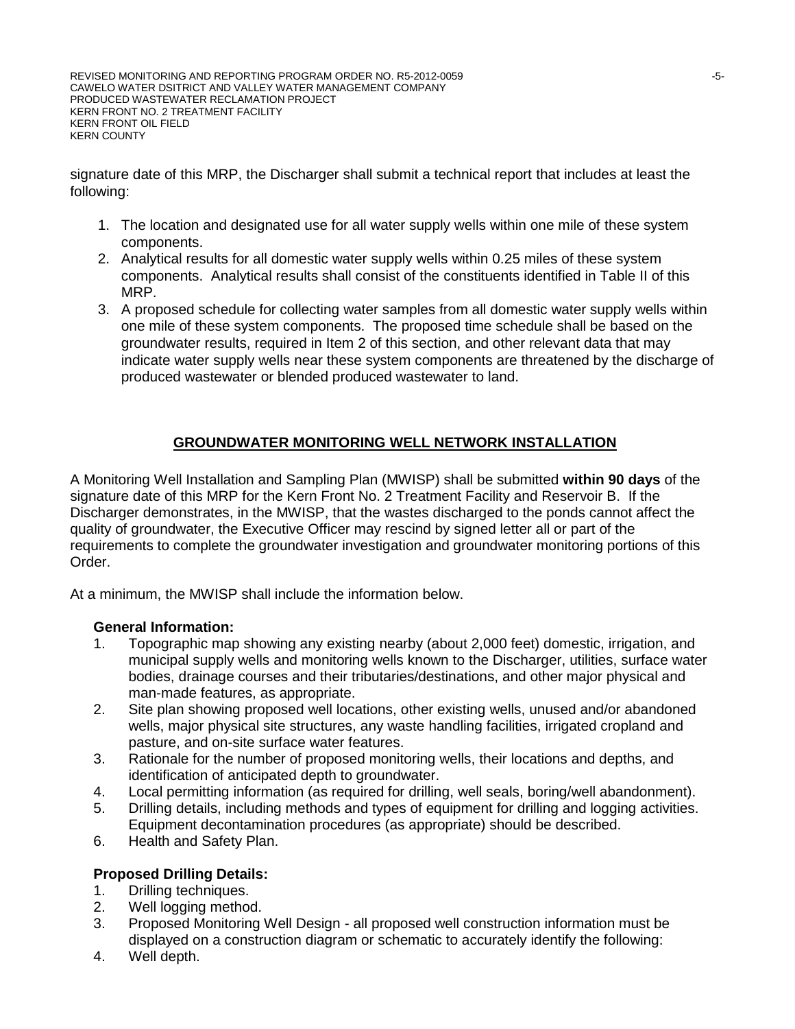signature date of this MRP, the Discharger shall submit a technical report that includes at least the following:

1. The location and designated use for all water supply wells within one mile of these system components.
2. Analytical results for all domestic water supply wells within 0.25 miles of these system components. Analytical results shall consist of the constituents identified in Table II of this MRP.
3. A proposed schedule for collecting water samples from all domestic water supply wells within one mile of these system components. The proposed time schedule shall be based on the groundwater results, required in Item 2 of this section, and other relevant data that may indicate water supply wells near these system components are threatened by the discharge of produced wastewater or blended produced wastewater to land.

## GROUNDWATER MONITORING WELL NETWORK INSTALLATION

A Monitoring Well Installation and Sampling Plan (MWISP) shall be submitted **within 90 days** of the signature date of this MRP for the Kern Front No. 2 Treatment Facility and Reservoir B. If the Discharger demonstrates, in the MWISP, that the wastes discharged to the ponds cannot affect the quality of groundwater, the Executive Officer may rescind by signed letter all or part of the requirements to complete the groundwater investigation and groundwater monitoring portions of this Order.

At a minimum, the MWISP shall include the information below.

**General Information:**

1. Topographic map showing any existing nearby (about 2,000 feet) domestic, irrigation, and municipal supply wells and monitoring wells known to the Discharger, utilities, surface water bodies, drainage courses and their tributaries/destinations, and other major physical and man-made features, as appropriate.
2. Site plan showing proposed well locations, other existing wells, unused and/or abandoned wells, major physical site structures, any waste handling facilities, irrigated cropland and pasture, and on-site surface water features.
3. Rationale for the number of proposed monitoring wells, their locations and depths, and identification of anticipated depth to groundwater.
4. Local permitting information (as required for drilling, well seals, boring/well abandonment).
5. Drilling details, including methods and types of equipment for drilling and logging activities. Equipment decontamination procedures (as appropriate) should be described.
6. Health and Safety Plan.

**Proposed Drilling Details:**

1. Drilling techniques.
2. Well logging method.
3. Proposed Monitoring Well Design - all proposed well construction information must be displayed on a construction diagram or schematic to accurately identify the following:
4. Well depth.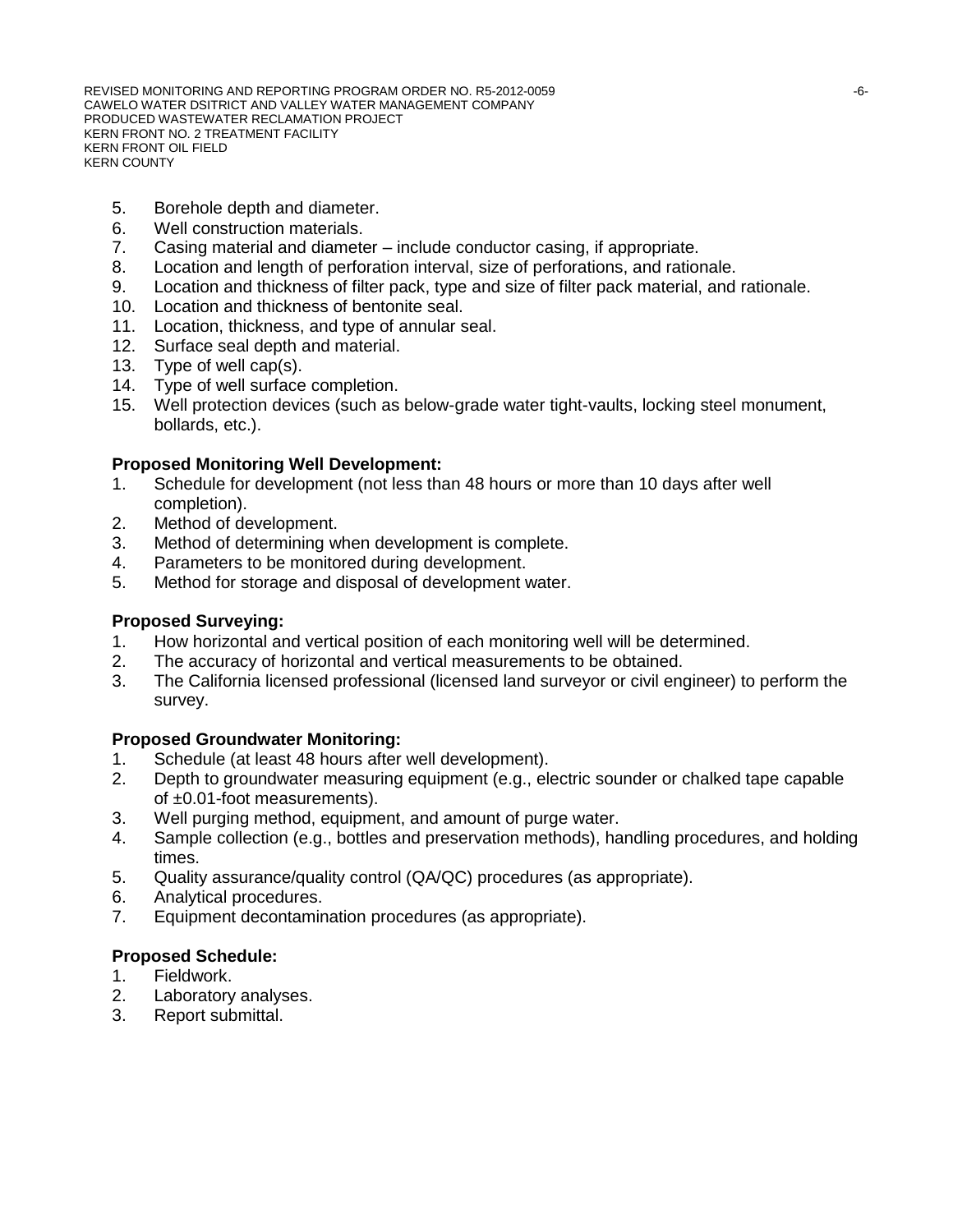5. Borehole depth and diameter.
6. Well construction materials.
7. Casing material and diameter – include conductor casing, if appropriate.
8. Location and length of perforation interval, size of perforations, and rationale.
9. Location and thickness of filter pack, type and size of filter pack material, and rationale.
10. Location and thickness of bentonite seal.
11. Location, thickness, and type of annular seal.
12. Surface seal depth and material.
13. Type of well cap(s).
14. Type of well surface completion.
15. Well protection devices (such as below-grade water tight-vaults, locking steel monument, bollards, etc.).

**Proposed Monitoring Well Development:**

1. Schedule for development (not less than 48 hours or more than 10 days after well completion).
2. Method of development.
3. Method of determining when development is complete.
4. Parameters to be monitored during development.
5. Method for storage and disposal of development water.

**Proposed Surveying:**

1. How horizontal and vertical position of each monitoring well will be determined.
2. The accuracy of horizontal and vertical measurements to be obtained.
3. The California licensed professional (licensed land surveyor or civil engineer) to perform the survey.

**Proposed Groundwater Monitoring:**

1. Schedule (at least 48 hours after well development).
2. Depth to groundwater measuring equipment (e.g., electric sounder or chalked tape capable of ±0.01-foot measurements).
3. Well purging method, equipment, and amount of purge water.
4. Sample collection (e.g., bottles and preservation methods), handling procedures, and holding times.
5. Quality assurance/quality control (QA/QC) procedures (as appropriate).
6. Analytical procedures.
7. Equipment decontamination procedures (as appropriate).

**Proposed Schedule:**

1. Fieldwork.
2. Laboratory analyses.
3. Report submittal.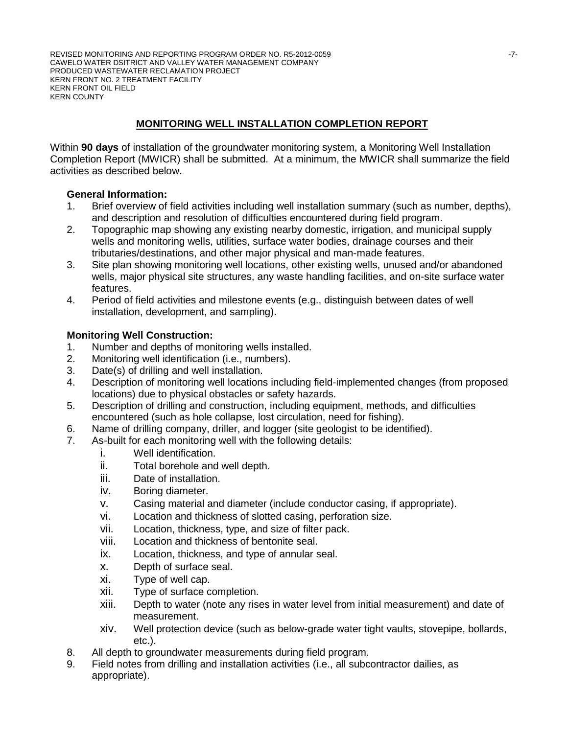## MONITORING WELL INSTALLATION COMPLETION REPORT

Within **90 days** of installation of the groundwater monitoring system, a Monitoring Well Installation Completion Report (MWICR) shall be submitted. At a minimum, the MWICR shall summarize the field activities as described below.

**General Information:**

1. Brief overview of field activities including well installation summary (such as number, depths), and description and resolution of difficulties encountered during field program.
2. Topographic map showing any existing nearby domestic, irrigation, and municipal supply wells and monitoring wells, utilities, surface water bodies, drainage courses and their tributaries/destinations, and other major physical and man-made features.
3. Site plan showing monitoring well locations, other existing wells, unused and/or abandoned wells, major physical site structures, any waste handling facilities, and on-site surface water features.
4. Period of field activities and milestone events (e.g., distinguish between dates of well installation, development, and sampling).

**Monitoring Well Construction:**

1. Number and depths of monitoring wells installed.
2. Monitoring well identification (i.e., numbers).
3. Date(s) of drilling and well installation.
4. Description of monitoring well locations including field-implemented changes (from proposed locations) due to physical obstacles or safety hazards.
5. Description of drilling and construction, including equipment, methods, and difficulties encountered (such as hole collapse, lost circulation, need for fishing).
6. Name of drilling company, driller, and logger (site geologist to be identified).
7. As-built for each monitoring well with the following details:
   - i. Well identification.
   - ii. Total borehole and well depth.
   - iii. Date of installation.
   - iv. Boring diameter.
   - v. Casing material and diameter (include conductor casing, if appropriate).
   - vi. Location and thickness of slotted casing, perforation size.
   - vii. Location, thickness, type, and size of filter pack.
   - viii. Location and thickness of bentonite seal.
   - ix. Location, thickness, and type of annular seal.
   - x. Depth of surface seal.
   - xi. Type of well cap.
   - xii. Type of surface completion.
   - xiii. Depth to water (note any rises in water level from initial measurement) and date of measurement.
   - xiv. Well protection device (such as below-grade water tight vaults, stovepipe, bollards, etc.).
8. All depth to groundwater measurements during field program.
9. Field notes from drilling and installation activities (i.e., all subcontractor dailies, as appropriate).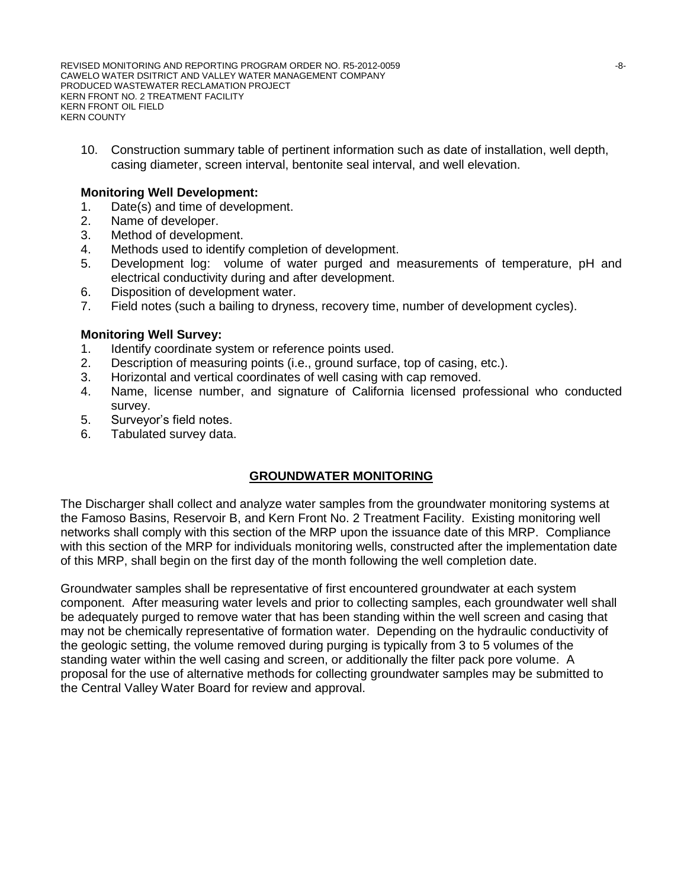10. Construction summary table of pertinent information such as date of installation, well depth, casing diameter, screen interval, bentonite seal interval, and well elevation.

**Monitoring Well Development:**

1. Date(s) and time of development.
2. Name of developer.
3. Method of development.
4. Methods used to identify completion of development.
5. Development log: volume of water purged and measurements of temperature, pH and electrical conductivity during and after development.
6. Disposition of development water.
7. Field notes (such a bailing to dryness, recovery time, number of development cycles).

**Monitoring Well Survey:**

1. Identify coordinate system or reference points used.
2. Description of measuring points (i.e., ground surface, top of casing, etc.).
3. Horizontal and vertical coordinates of well casing with cap removed.
4. Name, license number, and signature of California licensed professional who conducted survey.
5. Surveyor's field notes.
6. Tabulated survey data.

## GROUNDWATER MONITORING

The Discharger shall collect and analyze water samples from the groundwater monitoring systems at the Famoso Basins, Reservoir B, and Kern Front No. 2 Treatment Facility. Existing monitoring well networks shall comply with this section of the MRP upon the issuance date of this MRP. Compliance with this section of the MRP for individuals monitoring wells, constructed after the implementation date of this MRP, shall begin on the first day of the month following the well completion date.

Groundwater samples shall be representative of first encountered groundwater at each system component. After measuring water levels and prior to collecting samples, each groundwater well shall be adequately purged to remove water that has been standing within the well screen and casing that may not be chemically representative of formation water. Depending on the hydraulic conductivity of the geologic setting, the volume removed during purging is typically from 3 to 5 volumes of the standing water within the well casing and screen, or additionally the filter pack pore volume. A proposal for the use of alternative methods for collecting groundwater samples may be submitted to the Central Valley Water Board for review and approval.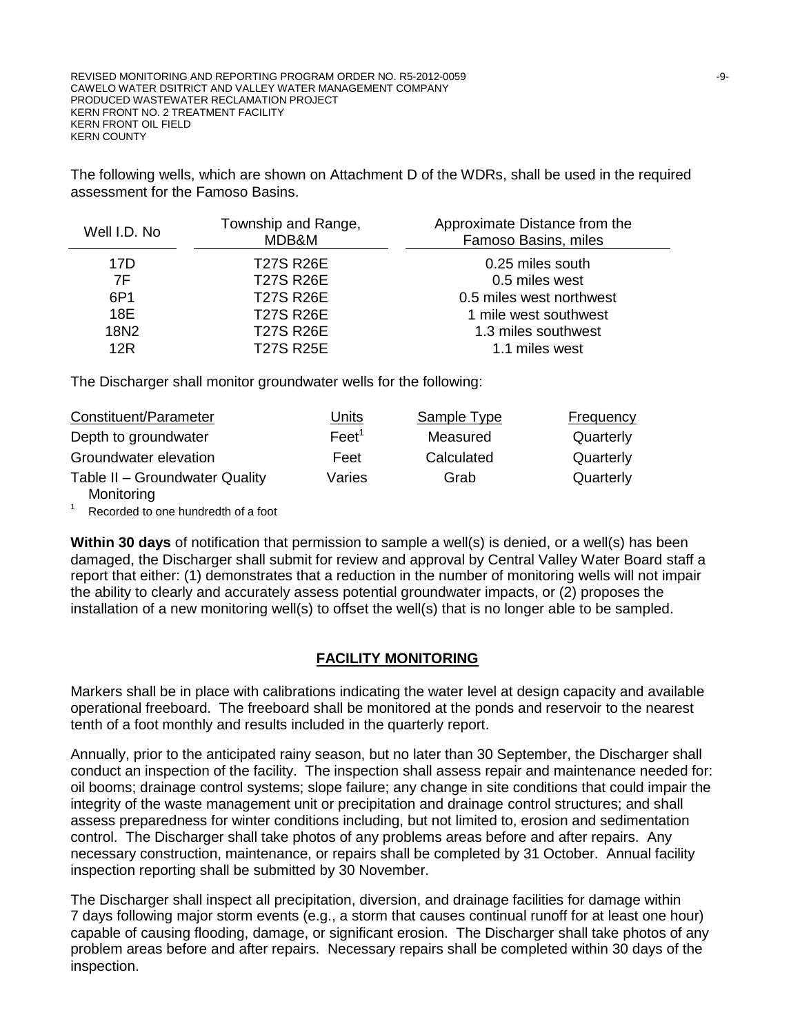The following wells, which are shown on Attachment D of the WDRs, shall be used in the required assessment for the Famoso Basins.

| Well I.D. No | Township and Range, MDB&M | Approximate Distance from the Famoso Basins, miles |
|---|---|---|
| 17D | T27S R26E | 0.25 miles south |
| 7F | T27S R26E | 0.5 miles west |
| 6P1 | T27S R26E | 0.5 miles west northwest |
| 18E | T27S R26E | 1 mile west southwest |
| 18N2 | T27S R26E | 1.3 miles southwest |
| 12R | T27S R25E | 1.1 miles west |

The Discharger shall monitor groundwater wells for the following:

| Constituent/Parameter | Units | Sample Type | Frequency |
|---|---|---|---|
| Depth to groundwater | Feet[1] | Measured | Quarterly |
| Groundwater elevation | Feet | Calculated | Quarterly |
| Table II – Groundwater Quality Monitoring | Varies | Grab | Quarterly |

[1] Recorded to one hundredth of a foot

**Within 30 days** of notification that permission to sample a well(s) is denied, or a well(s) has been damaged, the Discharger shall submit for review and approval by Central Valley Water Board staff a report that either: (1) demonstrates that a reduction in the number of monitoring wells will not impair the ability to clearly and accurately assess potential groundwater impacts, or (2) proposes the installation of a new monitoring well(s) to offset the well(s) that is no longer able to be sampled.

## FACILITY MONITORING

Markers shall be in place with calibrations indicating the water level at design capacity and available operational freeboard. The freeboard shall be monitored at the ponds and reservoir to the nearest tenth of a foot monthly and results included in the quarterly report.

Annually, prior to the anticipated rainy season, but no later than 30 September, the Discharger shall conduct an inspection of the facility. The inspection shall assess repair and maintenance needed for: oil booms; drainage control systems; slope failure; any change in site conditions that could impair the integrity of the waste management unit or precipitation and drainage control structures; and shall assess preparedness for winter conditions including, but not limited to, erosion and sedimentation control. The Discharger shall take photos of any problems areas before and after repairs. Any necessary construction, maintenance, or repairs shall be completed by 31 October. Annual facility inspection reporting shall be submitted by 30 November.

The Discharger shall inspect all precipitation, diversion, and drainage facilities for damage within 7 days following major storm events (e.g., a storm that causes continual runoff for at least one hour) capable of causing flooding, damage, or significant erosion. The Discharger shall take photos of any problem areas before and after repairs. Necessary repairs shall be completed within 30 days of the inspection.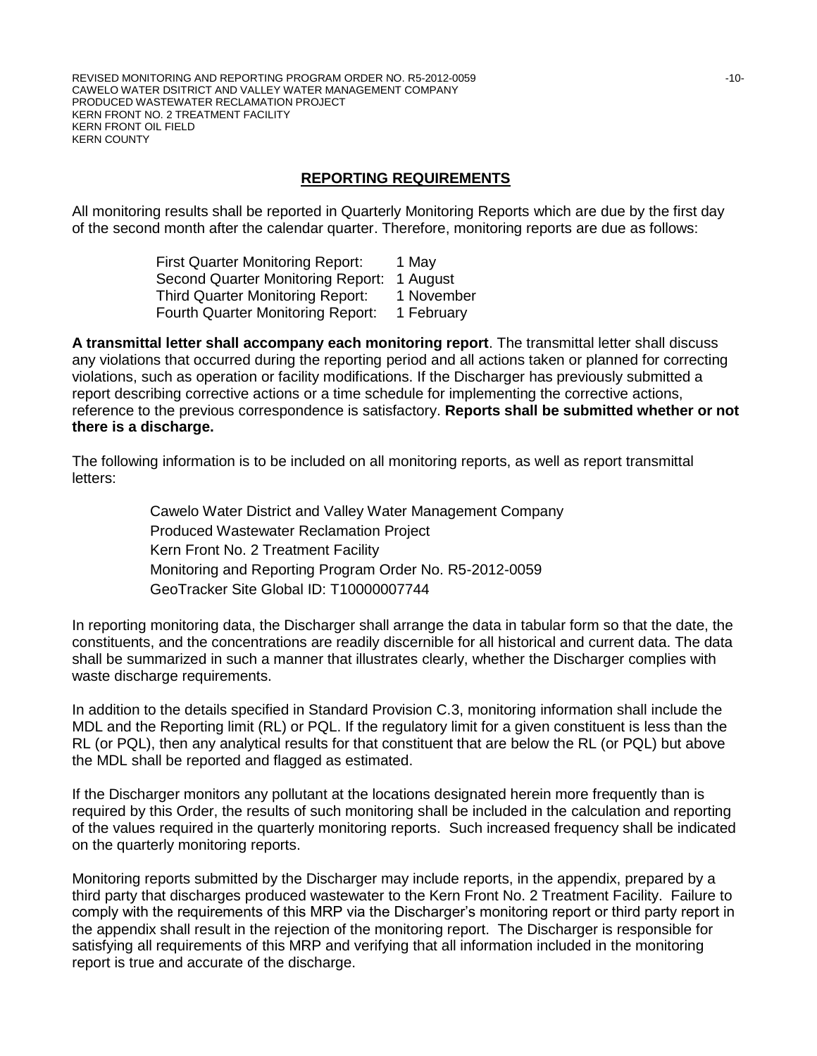## REPORTING REQUIREMENTS

All monitoring results shall be reported in Quarterly Monitoring Reports which are due by the first day of the second month after the calendar quarter. Therefore, monitoring reports are due as follows:

| | |
|---|---|
| First Quarter Monitoring Report: | 1 May |
| Second Quarter Monitoring Report: | 1 August |
| Third Quarter Monitoring Report: | 1 November |
| Fourth Quarter Monitoring Report: | 1 February |

**A transmittal letter shall accompany each monitoring report**. The transmittal letter shall discuss any violations that occurred during the reporting period and all actions taken or planned for correcting violations, such as operation or facility modifications. If the Discharger has previously submitted a report describing corrective actions or a time schedule for implementing the corrective actions, reference to the previous correspondence is satisfactory. **Reports shall be submitted whether or not there is a discharge.**

The following information is to be included on all monitoring reports, as well as report transmittal letters:

Cawelo Water District and Valley Water Management Company
Produced Wastewater Reclamation Project
Kern Front No. 2 Treatment Facility
Monitoring and Reporting Program Order No. R5-2012-0059
GeoTracker Site Global ID: T10000007744

In reporting monitoring data, the Discharger shall arrange the data in tabular form so that the date, the constituents, and the concentrations are readily discernible for all historical and current data. The data shall be summarized in such a manner that illustrates clearly, whether the Discharger complies with waste discharge requirements.

In addition to the details specified in Standard Provision C.3, monitoring information shall include the MDL and the Reporting limit (RL) or PQL. If the regulatory limit for a given constituent is less than the RL (or PQL), then any analytical results for that constituent that are below the RL (or PQL) but above the MDL shall be reported and flagged as estimated.

If the Discharger monitors any pollutant at the locations designated herein more frequently than is required by this Order, the results of such monitoring shall be included in the calculation and reporting of the values required in the quarterly monitoring reports. Such increased frequency shall be indicated on the quarterly monitoring reports.

Monitoring reports submitted by the Discharger may include reports, in the appendix, prepared by a third party that discharges produced wastewater to the Kern Front No. 2 Treatment Facility. Failure to comply with the requirements of this MRP via the Discharger's monitoring report or third party report in the appendix shall result in the rejection of the monitoring report. The Discharger is responsible for satisfying all requirements of this MRP and verifying that all information included in the monitoring report is true and accurate of the discharge.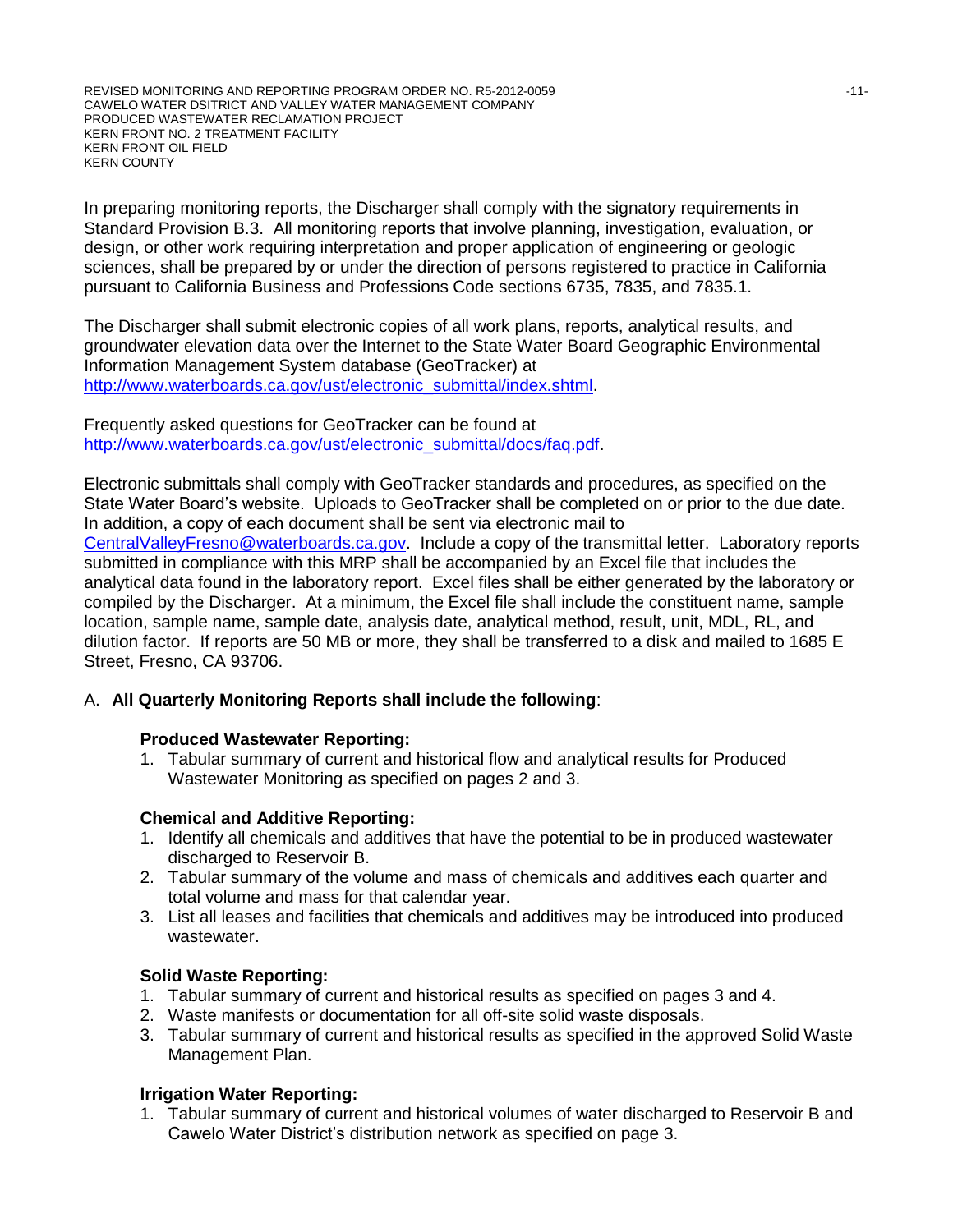In preparing monitoring reports, the Discharger shall comply with the signatory requirements in Standard Provision B.3. All monitoring reports that involve planning, investigation, evaluation, or design, or other work requiring interpretation and proper application of engineering or geologic sciences, shall be prepared by or under the direction of persons registered to practice in California pursuant to California Business and Professions Code sections 6735, 7835, and 7835.1.

The Discharger shall submit electronic copies of all work plans, reports, analytical results, and groundwater elevation data over the Internet to the State Water Board Geographic Environmental Information Management System database (GeoTracker) at [http://www.waterboards.ca.gov/ust/electronic_submittal/index.shtml](http://www.waterboards.ca.gov/ust/electronic_submittal/index.shtml).

Frequently asked questions for GeoTracker can be found at [http://www.waterboards.ca.gov/ust/electronic_submittal/docs/faq.pdf](http://www.waterboards.ca.gov/ust/electronic_submittal/docs/faq.pdf).

Electronic submittals shall comply with GeoTracker standards and procedures, as specified on the State Water Board's website. Uploads to GeoTracker shall be completed on or prior to the due date. In addition, a copy of each document shall be sent via electronic mail to [CentralValleyFresno@waterboards.ca.gov](mailto:CentralValleyFresno@waterboards.ca.gov). Include a copy of the transmittal letter. Laboratory reports submitted in compliance with this MRP shall be accompanied by an Excel file that includes the analytical data found in the laboratory report. Excel files shall be either generated by the laboratory or compiled by the Discharger. At a minimum, the Excel file shall include the constituent name, sample location, sample name, sample date, analysis date, analytical method, result, unit, MDL, RL, and dilution factor. If reports are 50 MB or more, they shall be transferred to a disk and mailed to 1685 E Street, Fresno, CA 93706.

A. **All Quarterly Monitoring Reports shall include the following**:

**Produced Wastewater Reporting:**

1. Tabular summary of current and historical flow and analytical results for Produced Wastewater Monitoring as specified on pages 2 and 3.

**Chemical and Additive Reporting:**

1. Identify all chemicals and additives that have the potential to be in produced wastewater discharged to Reservoir B.
2. Tabular summary of the volume and mass of chemicals and additives each quarter and total volume and mass for that calendar year.
3. List all leases and facilities that chemicals and additives may be introduced into produced wastewater.

**Solid Waste Reporting:**

1. Tabular summary of current and historical results as specified on pages 3 and 4.
2. Waste manifests or documentation for all off-site solid waste disposals.
3. Tabular summary of current and historical results as specified in the approved Solid Waste Management Plan.

**Irrigation Water Reporting:**

1. Tabular summary of current and historical volumes of water discharged to Reservoir B and Cawelo Water District's distribution network as specified on page 3.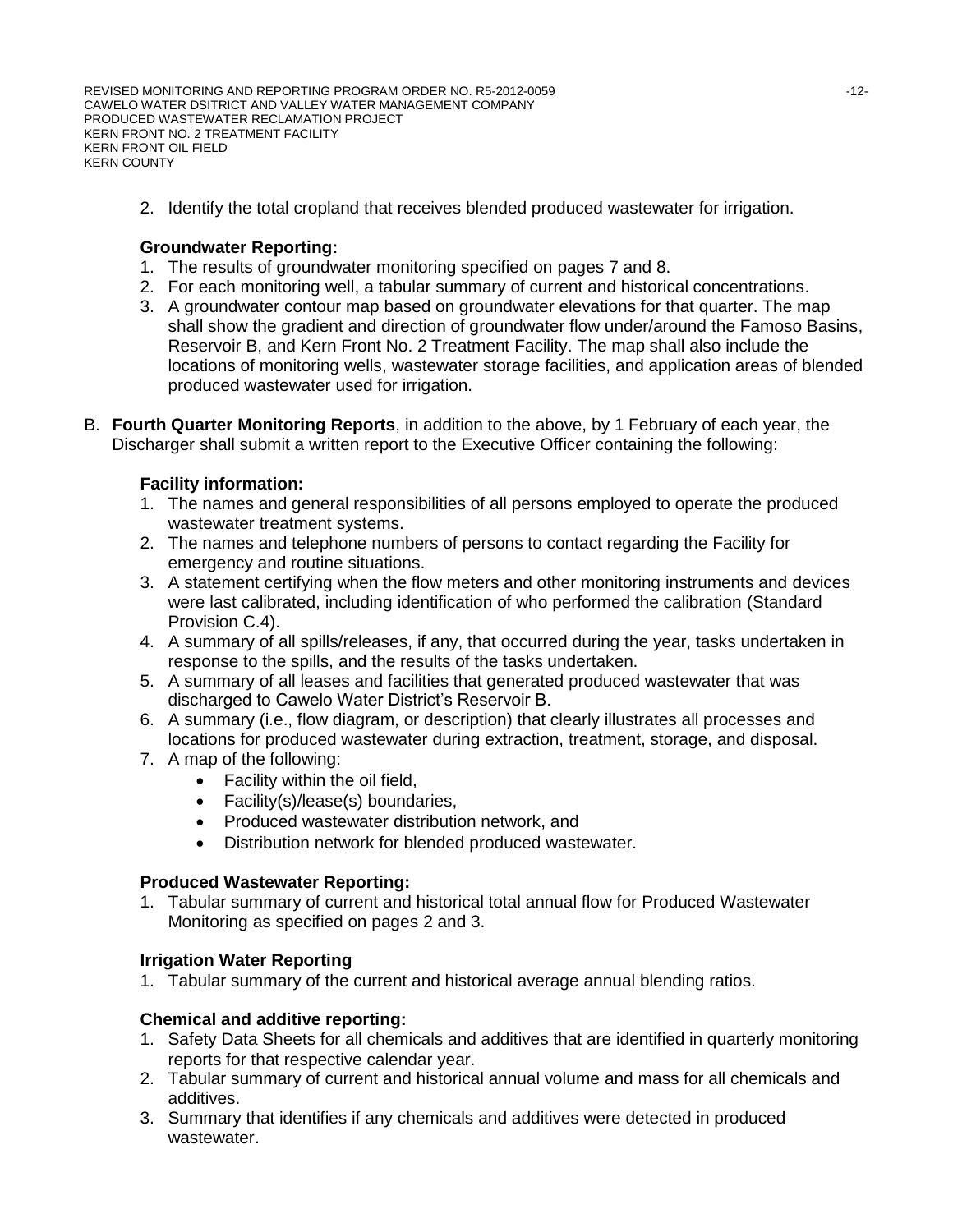2. Identify the total cropland that receives blended produced wastewater for irrigation.

**Groundwater Reporting:**

1. The results of groundwater monitoring specified on pages 7 and 8.
2. For each monitoring well, a tabular summary of current and historical concentrations.
3. A groundwater contour map based on groundwater elevations for that quarter. The map shall show the gradient and direction of groundwater flow under/around the Famoso Basins, Reservoir B, and Kern Front No. 2 Treatment Facility. The map shall also include the locations of monitoring wells, wastewater storage facilities, and application areas of blended produced wastewater used for irrigation.

B. **Fourth Quarter Monitoring Reports**, in addition to the above, by 1 February of each year, the Discharger shall submit a written report to the Executive Officer containing the following:

**Facility information:**

1. The names and general responsibilities of all persons employed to operate the produced wastewater treatment systems.
2. The names and telephone numbers of persons to contact regarding the Facility for emergency and routine situations.
3. A statement certifying when the flow meters and other monitoring instruments and devices were last calibrated, including identification of who performed the calibration (Standard Provision C.4).
4. A summary of all spills/releases, if any, that occurred during the year, tasks undertaken in response to the spills, and the results of the tasks undertaken.
5. A summary of all leases and facilities that generated produced wastewater that was discharged to Cawelo Water District's Reservoir B.
6. A summary (i.e., flow diagram, or description) that clearly illustrates all processes and locations for produced wastewater during extraction, treatment, storage, and disposal.
7. A map of the following:
   - Facility within the oil field,
   - Facility(s)/lease(s) boundaries,
   - Produced wastewater distribution network, and
   - Distribution network for blended produced wastewater.

**Produced Wastewater Reporting:**

1. Tabular summary of current and historical total annual flow for Produced Wastewater Monitoring as specified on pages 2 and 3.

**Irrigation Water Reporting**

1. Tabular summary of the current and historical average annual blending ratios.

**Chemical and additive reporting:**

1. Safety Data Sheets for all chemicals and additives that are identified in quarterly monitoring reports for that respective calendar year.
2. Tabular summary of current and historical annual volume and mass for all chemicals and additives.
3. Summary that identifies if any chemicals and additives were detected in produced wastewater.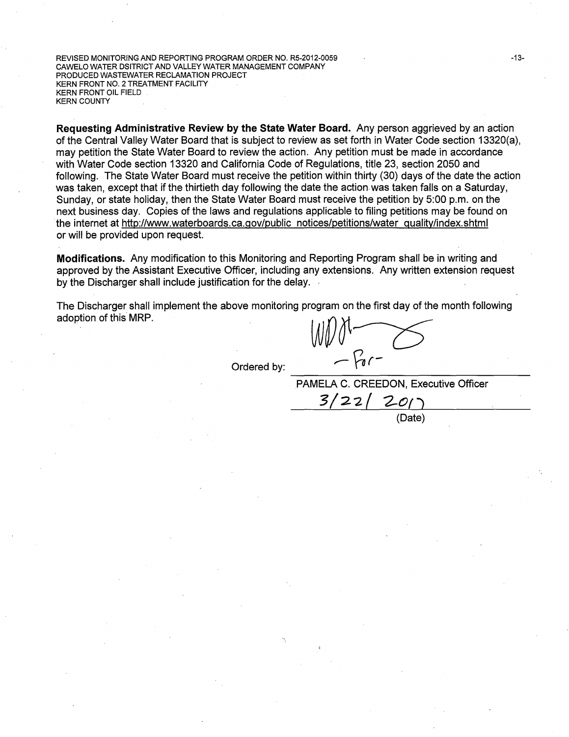**Requesting Administrative Review by the State Water Board.** Any person aggrieved by an action of the Central Valley Water Board that is subject to review as set forth in Water Code section 13320(a), may petition the State Water Board to review the action. Any petition must be made in accordance with Water Code section 13320 and California Code of Regulations, title 23, section 2050 and following. The State Water Board must receive the petition within thirty (30) days of the date the action was taken, except that if the thirtieth day following the date the action was taken falls on a Saturday, Sunday, or state holiday, then the State Water Board must receive the petition by 5:00 p.m. on the next business day. Copies of the laws and regulations applicable to filing petitions may be found on the internet at http://www.waterboards.ca.gov/public_notices/petitions/water_quality/index.shtml or will be provided upon request.

**Modifications.** Any modification to this Monitoring and Reporting Program shall be in writing and approved by the Assistant Executive Officer, including any extensions. Any written extension request by the Discharger shall include justification for the delay.

The Discharger shall implement the above monitoring program on the first day of the month following adoption of this MRP.

Ordered by: _______________ -For-

PAMELA C. CREEDON, Executive Officer

3/22/2017

(Date)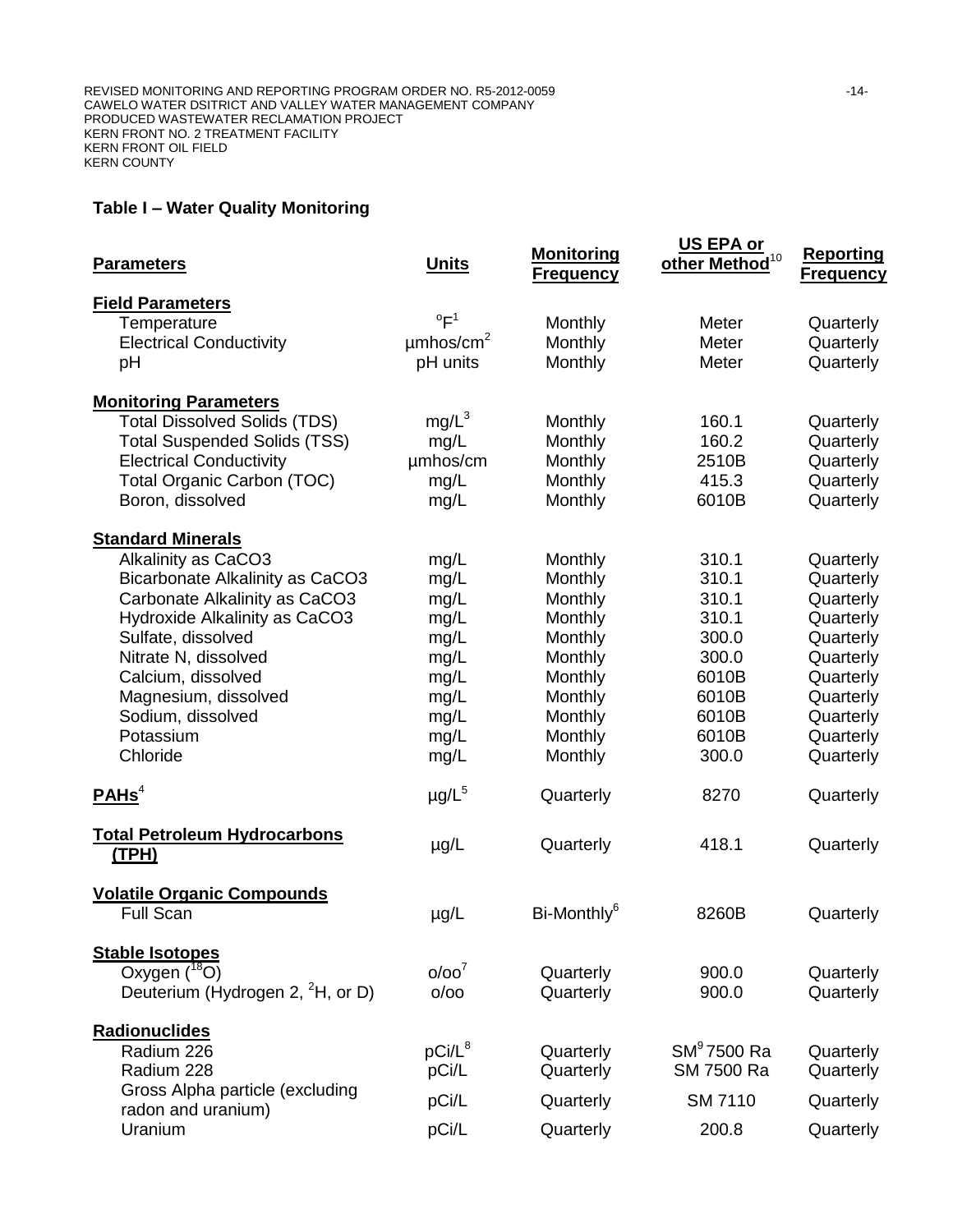## Table I – Water Quality Monitoring

| Parameters | Units | Monitoring Frequency | US EPA or other Method[10] | Reporting Frequency |
|---|---|---|---|---|
| **Field Parameters** | | | | |
| Temperature | °F[1] | Monthly | Meter | Quarterly |
| Electrical Conductivity | µmhos/cm[2] | Monthly | Meter | Quarterly |
| pH | pH units | Monthly | Meter | Quarterly |
| **Monitoring Parameters** | | | | |
| Total Dissolved Solids (TDS) | mg/L[3] | Monthly | 160.1 | Quarterly |
| Total Suspended Solids (TSS) | mg/L | Monthly | 160.2 | Quarterly |
| Electrical Conductivity | µmhos/cm | Monthly | 2510B | Quarterly |
| Total Organic Carbon (TOC) | mg/L | Monthly | 415.3 | Quarterly |
| Boron, dissolved | mg/L | Monthly | 6010B | Quarterly |
| **Standard Minerals** | | | | |
| Alkalinity as CaCO3 | mg/L | Monthly | 310.1 | Quarterly |
| Bicarbonate Alkalinity as CaCO3 | mg/L | Monthly | 310.1 | Quarterly |
| Carbonate Alkalinity as CaCO3 | mg/L | Monthly | 310.1 | Quarterly |
| Hydroxide Alkalinity as CaCO3 | mg/L | Monthly | 310.1 | Quarterly |
| Sulfate, dissolved | mg/L | Monthly | 300.0 | Quarterly |
| Nitrate N, dissolved | mg/L | Monthly | 300.0 | Quarterly |
| Calcium, dissolved | mg/L | Monthly | 6010B | Quarterly |
| Magnesium, dissolved | mg/L | Monthly | 6010B | Quarterly |
| Sodium, dissolved | mg/L | Monthly | 6010B | Quarterly |
| Potassium | mg/L | Monthly | 6010B | Quarterly |
| Chloride | mg/L | Monthly | 300.0 | Quarterly |
| **PAHs**[4] | µg/L[5] | Quarterly | 8270 | Quarterly |
| **Total Petroleum Hydrocarbons (TPH)** | µg/L | Quarterly | 418.1 | Quarterly |
| **Volatile Organic Compounds** | | | | |
| Full Scan | µg/L | Bi-Monthly[6] | 8260B | Quarterly |
| **Stable Isotopes** | | | | |
| Oxygen ($^{18}O$) | o/oo[7] | Quarterly | 900.0 | Quarterly |
| Deuterium (Hydrogen 2, $^{2}H$, or D) | o/oo | Quarterly | 900.0 | Quarterly |
| **Radionuclides** | | | | |
| Radium 226 | pCi/L[8] | Quarterly | SM[9] 7500 Ra | Quarterly |
| Radium 228 | pCi/L | Quarterly | SM 7500 Ra | Quarterly |
| Gross Alpha particle (excluding radon and uranium) | pCi/L | Quarterly | SM 7110 | Quarterly |
| Uranium | pCi/L | Quarterly | 200.8 | Quarterly |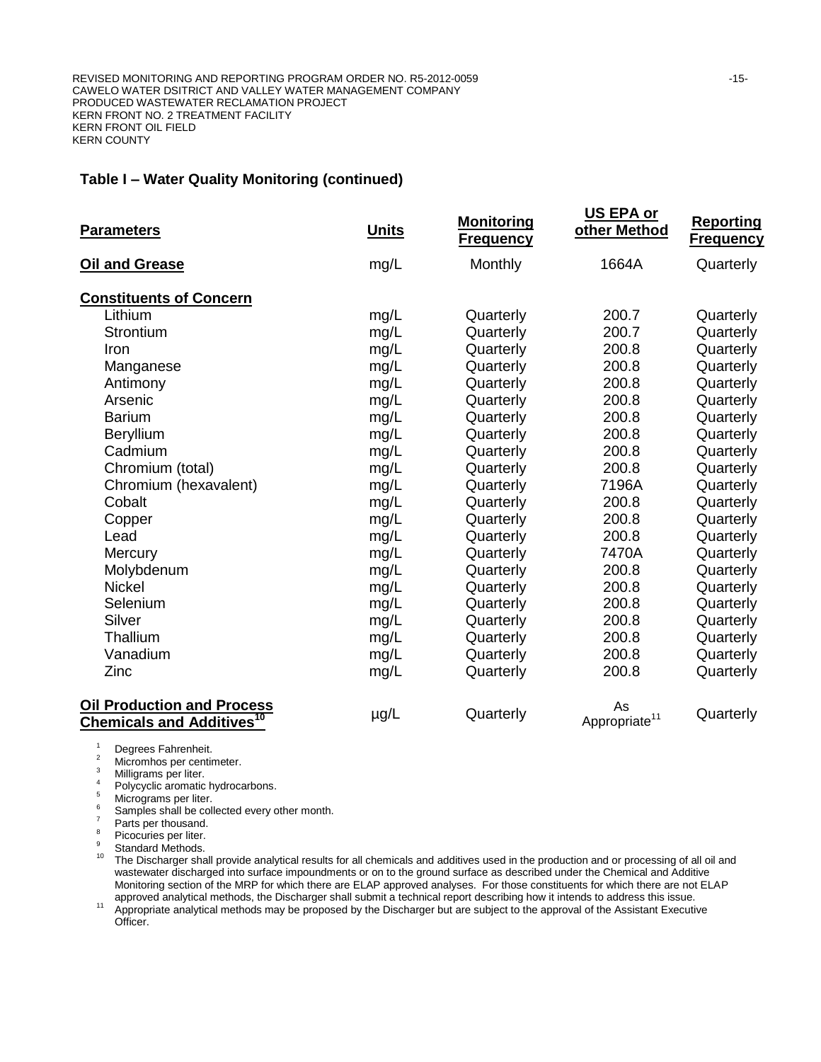### Table I – Water Quality Monitoring (continued)

| Parameters | Units | Monitoring Frequency | US EPA or other Method | Reporting Frequency |
|---|---|---|---|---|
| **Oil and Grease** | mg/L | Monthly | 1664A | Quarterly |
| **Constituents of Concern** | | | | |
| Lithium | mg/L | Quarterly | 200.7 | Quarterly |
| Strontium | mg/L | Quarterly | 200.7 | Quarterly |
| Iron | mg/L | Quarterly | 200.8 | Quarterly |
| Manganese | mg/L | Quarterly | 200.8 | Quarterly |
| Antimony | mg/L | Quarterly | 200.8 | Quarterly |
| Arsenic | mg/L | Quarterly | 200.8 | Quarterly |
| Barium | mg/L | Quarterly | 200.8 | Quarterly |
| Beryllium | mg/L | Quarterly | 200.8 | Quarterly |
| Cadmium | mg/L | Quarterly | 200.8 | Quarterly |
| Chromium (total) | mg/L | Quarterly | 200.8 | Quarterly |
| Chromium (hexavalent) | mg/L | Quarterly | 7196A | Quarterly |
| Cobalt | mg/L | Quarterly | 200.8 | Quarterly |
| Copper | mg/L | Quarterly | 200.8 | Quarterly |
| Lead | mg/L | Quarterly | 200.8 | Quarterly |
| Mercury | mg/L | Quarterly | 7470A | Quarterly |
| Molybdenum | mg/L | Quarterly | 200.8 | Quarterly |
| Nickel | mg/L | Quarterly | 200.8 | Quarterly |
| Selenium | mg/L | Quarterly | 200.8 | Quarterly |
| Silver | mg/L | Quarterly | 200.8 | Quarterly |
| Thallium | mg/L | Quarterly | 200.8 | Quarterly |
| Vanadium | mg/L | Quarterly | 200.8 | Quarterly |
| Zinc | mg/L | Quarterly | 200.8 | Quarterly |
| **Oil Production and Process Chemicals and Additives**[10] | µg/L | Quarterly | As Appropriate[11] | Quarterly |

1. Degrees Fahrenheit.
2. Micromhos per centimeter.
3. Milligrams per liter.
4. Polycyclic aromatic hydrocarbons.
5. Micrograms per liter.
6. Samples shall be collected every other month.
7. Parts per thousand.
8. Picocuries per liter.
9. Standard Methods.
10. The Discharger shall provide analytical results for all chemicals and additives used in the production and or processing of all oil and wastewater discharged into surface impoundments or on to the ground surface as described under the Chemical and Additive Monitoring section of the MRP for which there are ELAP approved analyses. For those constituents for which there are not ELAP approved analytical methods, the Discharger shall submit a technical report describing how it intends to address this issue.
11. Appropriate analytical methods may be proposed by the Discharger but are subject to the approval of the Assistant Executive Officer.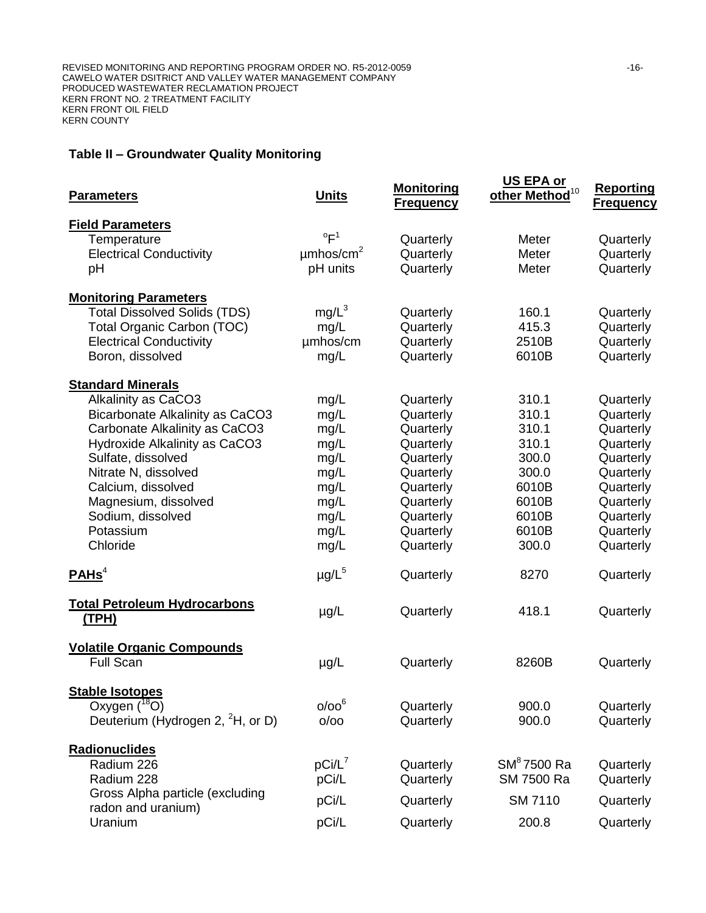## Table II – Groundwater Quality Monitoring

| Parameters | Units | Monitoring Frequency | US EPA or other Method[10] | Reporting Frequency |
|---|---|---|---|---|
| **Field Parameters** | | | | |
| Temperature | °F[1] | Quarterly | Meter | Quarterly |
| Electrical Conductivity | µmhos/cm[2] | Quarterly | Meter | Quarterly |
| pH | pH units | Quarterly | Meter | Quarterly |
| **Monitoring Parameters** | | | | |
| Total Dissolved Solids (TDS) | mg/L[3] | Quarterly | 160.1 | Quarterly |
| Total Organic Carbon (TOC) | mg/L | Quarterly | 415.3 | Quarterly |
| Electrical Conductivity | µmhos/cm | Quarterly | 2510B | Quarterly |
| Boron, dissolved | mg/L | Quarterly | 6010B | Quarterly |
| **Standard Minerals** | | | | |
| Alkalinity as CaCO3 | mg/L | Quarterly | 310.1 | Quarterly |
| Bicarbonate Alkalinity as CaCO3 | mg/L | Quarterly | 310.1 | Quarterly |
| Carbonate Alkalinity as CaCO3 | mg/L | Quarterly | 310.1 | Quarterly |
| Hydroxide Alkalinity as CaCO3 | mg/L | Quarterly | 310.1 | Quarterly |
| Sulfate, dissolved | mg/L | Quarterly | 300.0 | Quarterly |
| Nitrate N, dissolved | mg/L | Quarterly | 300.0 | Quarterly |
| Calcium, dissolved | mg/L | Quarterly | 6010B | Quarterly |
| Magnesium, dissolved | mg/L | Quarterly | 6010B | Quarterly |
| Sodium, dissolved | mg/L | Quarterly | 6010B | Quarterly |
| Potassium | mg/L | Quarterly | 6010B | Quarterly |
| Chloride | mg/L | Quarterly | 300.0 | Quarterly |
| **PAHs**[4] | µg/L[5] | Quarterly | 8270 | Quarterly |
| **Total Petroleum Hydrocarbons (TPH)** | µg/L | Quarterly | 418.1 | Quarterly |
| **Volatile Organic Compounds** | | | | |
| Full Scan | µg/L | Quarterly | 8260B | Quarterly |
| **Stable Isotopes** | | | | |
| Oxygen ($^{18}O$) | o/oo[6] | Quarterly | 900.0 | Quarterly |
| Deuterium (Hydrogen 2, $^{2}H$, or D) | o/oo | Quarterly | 900.0 | Quarterly |
| **Radionuclides** | | | | |
| Radium 226 | pCi/L[7] | Quarterly | SM[8] 7500 Ra | Quarterly |
| Radium 228 | pCi/L | Quarterly | SM 7500 Ra | Quarterly |
| Gross Alpha particle (excluding radon and uranium) | pCi/L | Quarterly | SM 7110 | Quarterly |
| Uranium | pCi/L | Quarterly | 200.8 | Quarterly |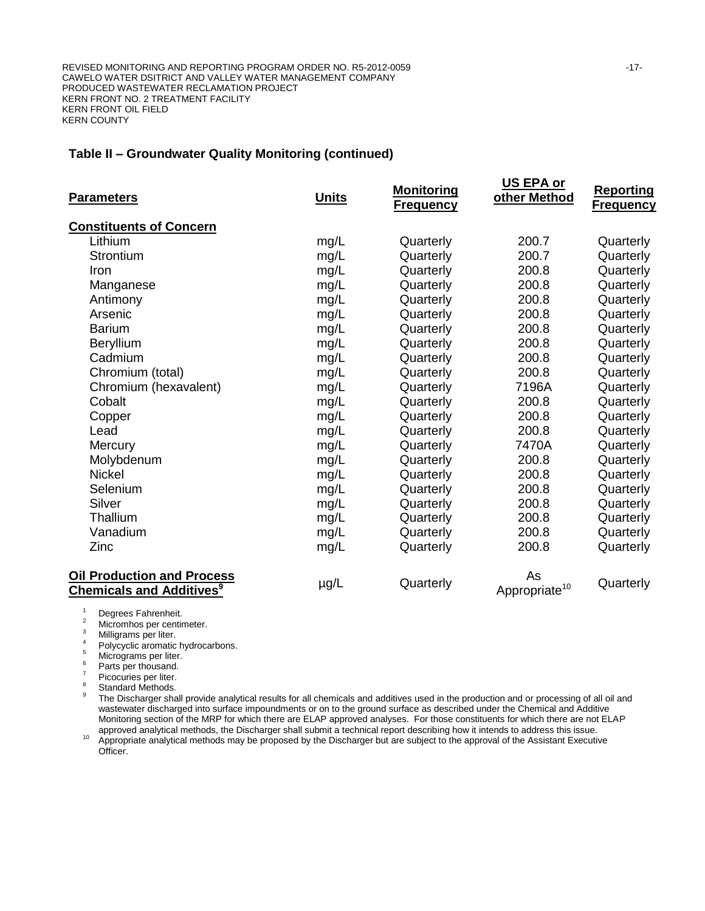### Table II – Groundwater Quality Monitoring (continued)

| Parameters | Units | Monitoring Frequency | US EPA or other Method | Reporting Frequency |
|---|---|---|---|---|
| **Constituents of Concern** | | | | |
| Lithium | mg/L | Quarterly | 200.7 | Quarterly |
| Strontium | mg/L | Quarterly | 200.7 | Quarterly |
| Iron | mg/L | Quarterly | 200.8 | Quarterly |
| Manganese | mg/L | Quarterly | 200.8 | Quarterly |
| Antimony | mg/L | Quarterly | 200.8 | Quarterly |
| Arsenic | mg/L | Quarterly | 200.8 | Quarterly |
| Barium | mg/L | Quarterly | 200.8 | Quarterly |
| Beryllium | mg/L | Quarterly | 200.8 | Quarterly |
| Cadmium | mg/L | Quarterly | 200.8 | Quarterly |
| Chromium (total) | mg/L | Quarterly | 200.8 | Quarterly |
| Chromium (hexavalent) | mg/L | Quarterly | 7196A | Quarterly |
| Cobalt | mg/L | Quarterly | 200.8 | Quarterly |
| Copper | mg/L | Quarterly | 200.8 | Quarterly |
| Lead | mg/L | Quarterly | 200.8 | Quarterly |
| Mercury | mg/L | Quarterly | 7470A | Quarterly |
| Molybdenum | mg/L | Quarterly | 200.8 | Quarterly |
| Nickel | mg/L | Quarterly | 200.8 | Quarterly |
| Selenium | mg/L | Quarterly | 200.8 | Quarterly |
| Silver | mg/L | Quarterly | 200.8 | Quarterly |
| Thallium | mg/L | Quarterly | 200.8 | Quarterly |
| Vanadium | mg/L | Quarterly | 200.8 | Quarterly |
| Zinc | mg/L | Quarterly | 200.8 | Quarterly |
| **Oil Production and Process Chemicals and Additives**[9] | µg/L | Quarterly | As Appropriate[10] | Quarterly |

[1] Degrees Fahrenheit.
[2] Micromhos per centimeter.
[3] Milligrams per liter.
[4] Polycyclic aromatic hydrocarbons.
[5] Micrograms per liter.
[6] Parts per thousand.
[7] Picocuries per liter.
[8] Standard Methods.
[9] The Discharger shall provide analytical results for all chemicals and additives used in the production and or processing of all oil and wastewater discharged into surface impoundments or on to the ground surface as described under the Chemical and Additive Monitoring section of the MRP for which there are ELAP approved analyses. For those constituents for which there are not ELAP approved analytical methods, the Discharger shall submit a technical report describing how it intends to address this issue.
[10] Appropriate analytical methods may be proposed by the Discharger but are subject to the approval of the Assistant Executive Officer.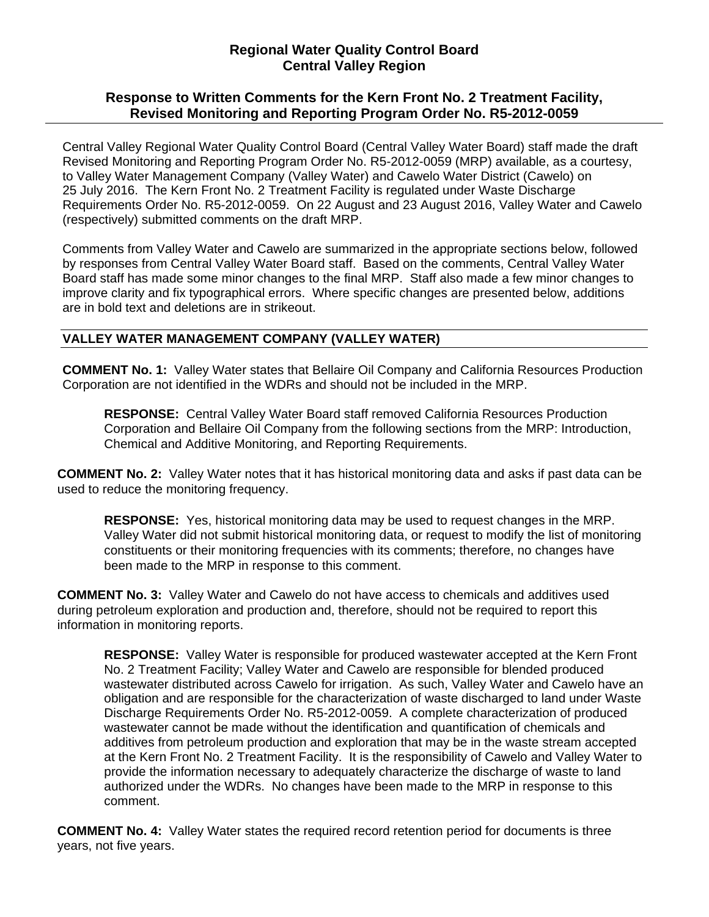**Regional Water Quality Control Board**
**Central Valley Region**

**Response to Written Comments for the Kern Front No. 2 Treatment Facility, Revised Monitoring and Reporting Program Order No. R5-2012-0059**

---

Central Valley Regional Water Quality Control Board (Central Valley Water Board) staff made the draft Revised Monitoring and Reporting Program Order No. R5-2012-0059 (MRP) available, as a courtesy, to Valley Water Management Company (Valley Water) and Cawelo Water District (Cawelo) on 25 July 2016. The Kern Front No. 2 Treatment Facility is regulated under Waste Discharge Requirements Order No. R5-2012-0059. On 22 August and 23 August 2016, Valley Water and Cawelo (respectively) submitted comments on the draft MRP.

Comments from Valley Water and Cawelo are summarized in the appropriate sections below, followed by responses from Central Valley Water Board staff. Based on the comments, Central Valley Water Board staff has made some minor changes to the final MRP. Staff also made a few minor changes to improve clarity and fix typographical errors. Where specific changes are presented below, additions are in bold text and deletions are in strikeout.

## VALLEY WATER MANAGEMENT COMPANY (VALLEY WATER)

**COMMENT No. 1:** Valley Water states that Bellaire Oil Company and California Resources Production Corporation are not identified in the WDRs and should not be included in the MRP.

> **RESPONSE:** Central Valley Water Board staff removed California Resources Production Corporation and Bellaire Oil Company from the following sections from the MRP: Introduction, Chemical and Additive Monitoring, and Reporting Requirements.

**COMMENT No. 2:** Valley Water notes that it has historical monitoring data and asks if past data can be used to reduce the monitoring frequency.

> **RESPONSE:** Yes, historical monitoring data may be used to request changes in the MRP. Valley Water did not submit historical monitoring data, or request to modify the list of monitoring constituents or their monitoring frequencies with its comments; therefore, no changes have been made to the MRP in response to this comment.

**COMMENT No. 3:** Valley Water and Cawelo do not have access to chemicals and additives used during petroleum exploration and production and, therefore, should not be required to report this information in monitoring reports.

> **RESPONSE:** Valley Water is responsible for produced wastewater accepted at the Kern Front No. 2 Treatment Facility; Valley Water and Cawelo are responsible for blended produced wastewater distributed across Cawelo for irrigation. As such, Valley Water and Cawelo have an obligation and are responsible for the characterization of waste discharged to land under Waste Discharge Requirements Order No. R5-2012-0059. A complete characterization of produced wastewater cannot be made without the identification and quantification of chemicals and additives from petroleum production and exploration that may be in the waste stream accepted at the Kern Front No. 2 Treatment Facility. It is the responsibility of Cawelo and Valley Water to provide the information necessary to adequately characterize the discharge of waste to land authorized under the WDRs. No changes have been made to the MRP in response to this comment.

**COMMENT No. 4:** Valley Water states the required record retention period for documents is three years, not five years.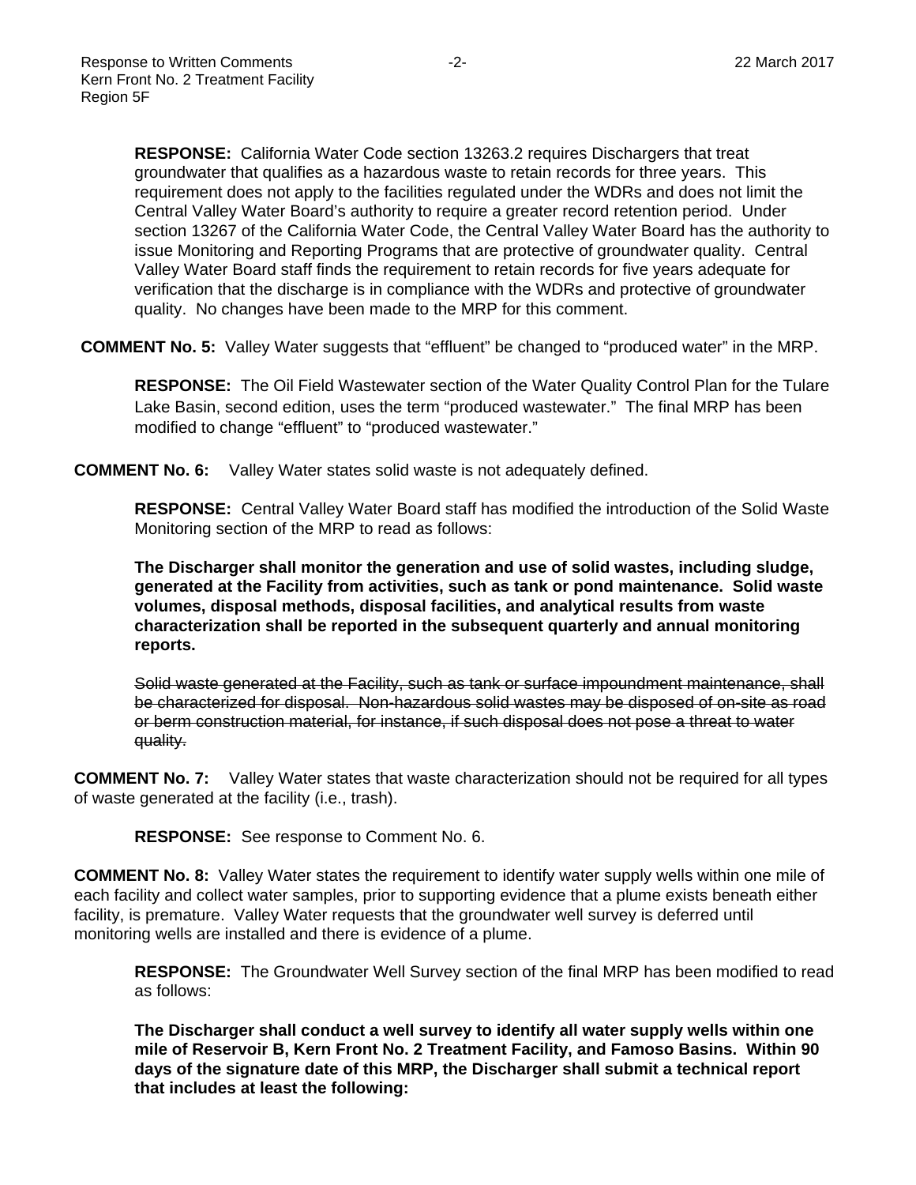**RESPONSE:** California Water Code section 13263.2 requires Dischargers that treat groundwater that qualifies as a hazardous waste to retain records for three years. This requirement does not apply to the facilities regulated under the WDRs and does not limit the Central Valley Water Board's authority to require a greater record retention period. Under section 13267 of the California Water Code, the Central Valley Water Board has the authority to issue Monitoring and Reporting Programs that are protective of groundwater quality. Central Valley Water Board staff finds the requirement to retain records for five years adequate for verification that the discharge is in compliance with the WDRs and protective of groundwater quality. No changes have been made to the MRP for this comment.

**COMMENT No. 5:** Valley Water suggests that "effluent" be changed to "produced water" in the MRP.

**RESPONSE:** The Oil Field Wastewater section of the Water Quality Control Plan for the Tulare Lake Basin, second edition, uses the term "produced wastewater." The final MRP has been modified to change "effluent" to "produced wastewater."

**COMMENT No. 6:** Valley Water states solid waste is not adequately defined.

**RESPONSE:** Central Valley Water Board staff has modified the introduction of the Solid Waste Monitoring section of the MRP to read as follows:

**The Discharger shall monitor the generation and use of solid wastes, including sludge, generated at the Facility from activities, such as tank or pond maintenance. Solid waste volumes, disposal methods, disposal facilities, and analytical results from waste characterization shall be reported in the subsequent quarterly and annual monitoring reports.**

~~Solid waste generated at the Facility, such as tank or surface impoundment maintenance, shall be characterized for disposal. Non-hazardous solid wastes may be disposed of on-site as road or berm construction material, for instance, if such disposal does not pose a threat to water quality.~~

**COMMENT No. 7:** Valley Water states that waste characterization should not be required for all types of waste generated at the facility (i.e., trash).

**RESPONSE:** See response to Comment No. 6.

**COMMENT No. 8:** Valley Water states the requirement to identify water supply wells within one mile of each facility and collect water samples, prior to supporting evidence that a plume exists beneath either facility, is premature. Valley Water requests that the groundwater well survey is deferred until monitoring wells are installed and there is evidence of a plume.

**RESPONSE:** The Groundwater Well Survey section of the final MRP has been modified to read as follows:

**The Discharger shall conduct a well survey to identify all water supply wells within one mile of Reservoir B, Kern Front No. 2 Treatment Facility, and Famoso Basins. Within 90 days of the signature date of this MRP, the Discharger shall submit a technical report that includes at least the following:**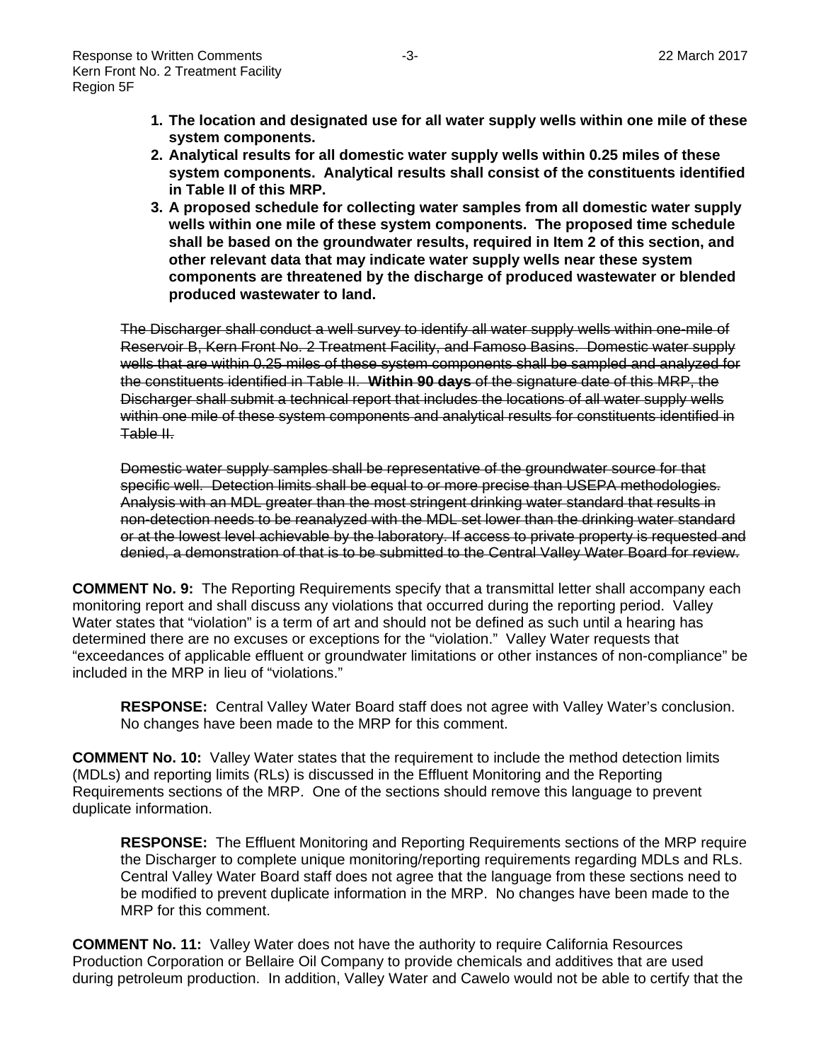**1. The location and designated use for all water supply wells within one mile of these system components.**
**2. Analytical results for all domestic water supply wells within 0.25 miles of these system components. Analytical results shall consist of the constituents identified in Table II of this MRP.**
**3. A proposed schedule for collecting water samples from all domestic water supply wells within one mile of these system components. The proposed time schedule shall be based on the groundwater results, required in Item 2 of this section, and other relevant data that may indicate water supply wells near these system components are threatened by the discharge of produced wastewater or blended produced wastewater to land.**

~~The Discharger shall conduct a well survey to identify all water supply wells within one-mile of Reservoir B, Kern Front No. 2 Treatment Facility, and Famoso Basins. Domestic water supply wells that are within 0.25 miles of these system components shall be sampled and analyzed for the constituents identified in Table II. **Within 90 days** of the signature date of this MRP, the Discharger shall submit a technical report that includes the locations of all water supply wells within one mile of these system components and analytical results for constituents identified in Table II.~~

~~Domestic water supply samples shall be representative of the groundwater source for that specific well. Detection limits shall be equal to or more precise than USEPA methodologies. Analysis with an MDL greater than the most stringent drinking water standard that results in non-detection needs to be reanalyzed with the MDL set lower than the drinking water standard or at the lowest level achievable by the laboratory. If access to private property is requested and denied, a demonstration of that is to be submitted to the Central Valley Water Board for review.~~

**COMMENT No. 9:** The Reporting Requirements specify that a transmittal letter shall accompany each monitoring report and shall discuss any violations that occurred during the reporting period. Valley Water states that "violation" is a term of art and should not be defined as such until a hearing has determined there are no excuses or exceptions for the "violation." Valley Water requests that "exceedances of applicable effluent or groundwater limitations or other instances of non-compliance" be included in the MRP in lieu of "violations."

**RESPONSE:** Central Valley Water Board staff does not agree with Valley Water's conclusion. No changes have been made to the MRP for this comment.

**COMMENT No. 10:** Valley Water states that the requirement to include the method detection limits (MDLs) and reporting limits (RLs) is discussed in the Effluent Monitoring and the Reporting Requirements sections of the MRP. One of the sections should remove this language to prevent duplicate information.

**RESPONSE:** The Effluent Monitoring and Reporting Requirements sections of the MRP require the Discharger to complete unique monitoring/reporting requirements regarding MDLs and RLs. Central Valley Water Board staff does not agree that the language from these sections need to be modified to prevent duplicate information in the MRP. No changes have been made to the MRP for this comment.

**COMMENT No. 11:** Valley Water does not have the authority to require California Resources Production Corporation or Bellaire Oil Company to provide chemicals and additives that are used during petroleum production. In addition, Valley Water and Cawelo would not be able to certify that the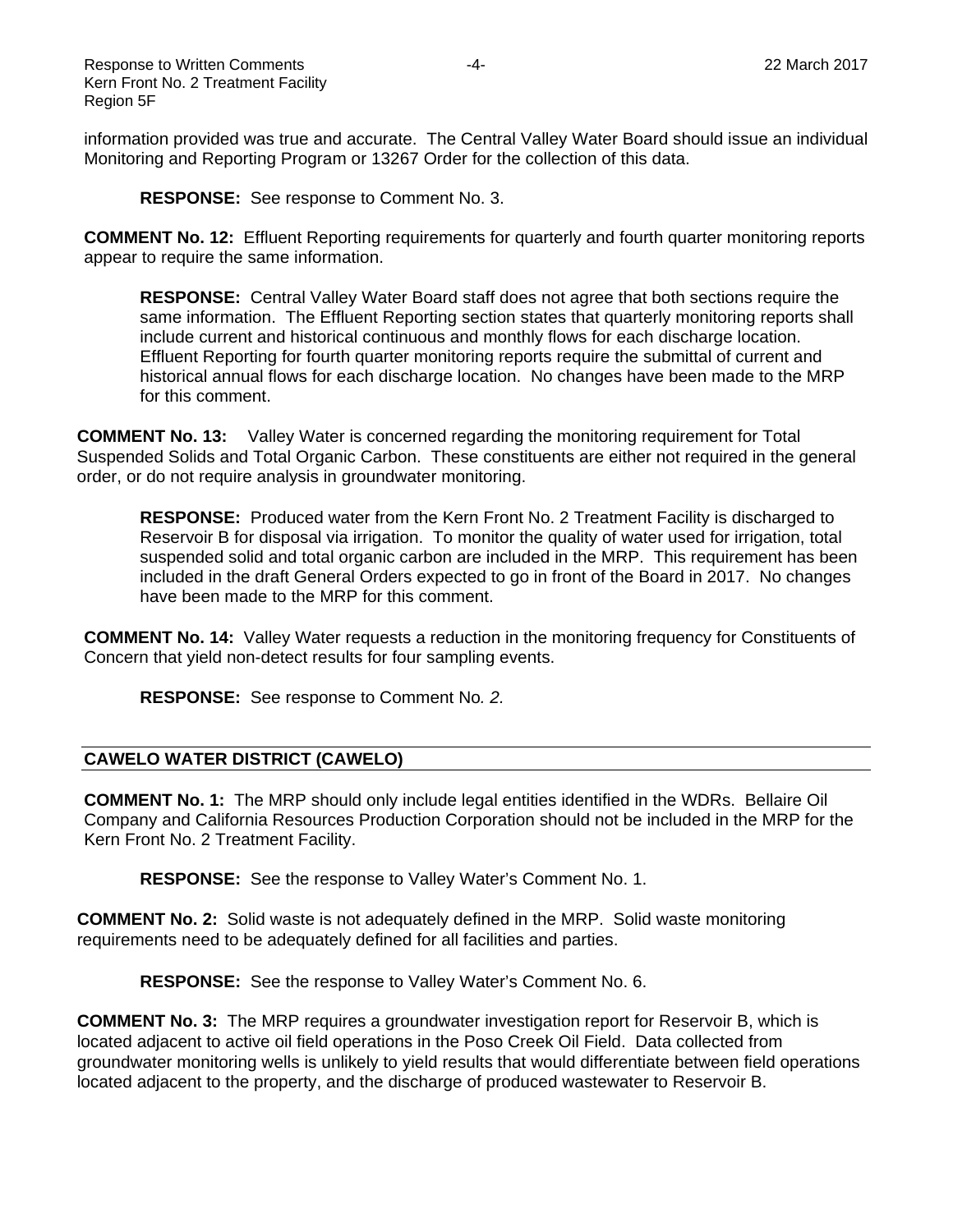information provided was true and accurate. The Central Valley Water Board should issue an individual Monitoring and Reporting Program or 13267 Order for the collection of this data.

**RESPONSE:** See response to Comment No. 3.

**COMMENT No. 12:** Effluent Reporting requirements for quarterly and fourth quarter monitoring reports appear to require the same information.

**RESPONSE:** Central Valley Water Board staff does not agree that both sections require the same information. The Effluent Reporting section states that quarterly monitoring reports shall include current and historical continuous and monthly flows for each discharge location. Effluent Reporting for fourth quarter monitoring reports require the submittal of current and historical annual flows for each discharge location. No changes have been made to the MRP for this comment.

**COMMENT No. 13:** Valley Water is concerned regarding the monitoring requirement for Total Suspended Solids and Total Organic Carbon. These constituents are either not required in the general order, or do not require analysis in groundwater monitoring.

**RESPONSE:** Produced water from the Kern Front No. 2 Treatment Facility is discharged to Reservoir B for disposal via irrigation. To monitor the quality of water used for irrigation, total suspended solid and total organic carbon are included in the MRP. This requirement has been included in the draft General Orders expected to go in front of the Board in 2017. No changes have been made to the MRP for this comment.

**COMMENT No. 14:** Valley Water requests a reduction in the monitoring frequency for Constituents of Concern that yield non-detect results for four sampling events.

**RESPONSE:** See response to Comment No*. 2.*

## CAWELO WATER DISTRICT (CAWELO)

**COMMENT No. 1:** The MRP should only include legal entities identified in the WDRs. Bellaire Oil Company and California Resources Production Corporation should not be included in the MRP for the Kern Front No. 2 Treatment Facility.

**RESPONSE:** See the response to Valley Water's Comment No. 1.

**COMMENT No. 2:** Solid waste is not adequately defined in the MRP. Solid waste monitoring requirements need to be adequately defined for all facilities and parties.

**RESPONSE:** See the response to Valley Water's Comment No. 6.

**COMMENT No. 3:** The MRP requires a groundwater investigation report for Reservoir B, which is located adjacent to active oil field operations in the Poso Creek Oil Field. Data collected from groundwater monitoring wells is unlikely to yield results that would differentiate between field operations located adjacent to the property, and the discharge of produced wastewater to Reservoir B.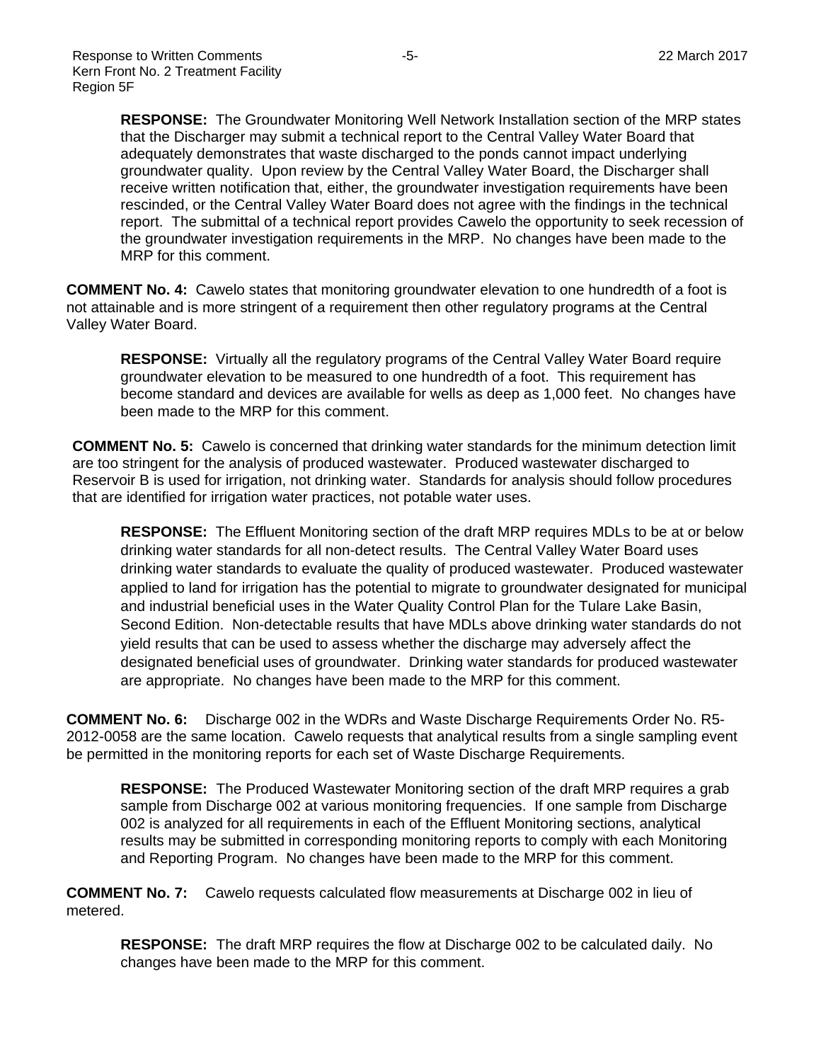**RESPONSE:** The Groundwater Monitoring Well Network Installation section of the MRP states that the Discharger may submit a technical report to the Central Valley Water Board that adequately demonstrates that waste discharged to the ponds cannot impact underlying groundwater quality. Upon review by the Central Valley Water Board, the Discharger shall receive written notification that, either, the groundwater investigation requirements have been rescinded, or the Central Valley Water Board does not agree with the findings in the technical report. The submittal of a technical report provides Cawelo the opportunity to seek recession of the groundwater investigation requirements in the MRP. No changes have been made to the MRP for this comment.

**COMMENT No. 4:** Cawelo states that monitoring groundwater elevation to one hundredth of a foot is not attainable and is more stringent of a requirement then other regulatory programs at the Central Valley Water Board.

**RESPONSE:** Virtually all the regulatory programs of the Central Valley Water Board require groundwater elevation to be measured to one hundredth of a foot. This requirement has become standard and devices are available for wells as deep as 1,000 feet. No changes have been made to the MRP for this comment.

**COMMENT No. 5:** Cawelo is concerned that drinking water standards for the minimum detection limit are too stringent for the analysis of produced wastewater. Produced wastewater discharged to Reservoir B is used for irrigation, not drinking water. Standards for analysis should follow procedures that are identified for irrigation water practices, not potable water uses.

**RESPONSE:** The Effluent Monitoring section of the draft MRP requires MDLs to be at or below drinking water standards for all non-detect results. The Central Valley Water Board uses drinking water standards to evaluate the quality of produced wastewater. Produced wastewater applied to land for irrigation has the potential to migrate to groundwater designated for municipal and industrial beneficial uses in the Water Quality Control Plan for the Tulare Lake Basin, Second Edition. Non-detectable results that have MDLs above drinking water standards do not yield results that can be used to assess whether the discharge may adversely affect the designated beneficial uses of groundwater. Drinking water standards for produced wastewater are appropriate. No changes have been made to the MRP for this comment.

**COMMENT No. 6:** Discharge 002 in the WDRs and Waste Discharge Requirements Order No. R5-2012-0058 are the same location. Cawelo requests that analytical results from a single sampling event be permitted in the monitoring reports for each set of Waste Discharge Requirements.

**RESPONSE:** The Produced Wastewater Monitoring section of the draft MRP requires a grab sample from Discharge 002 at various monitoring frequencies. If one sample from Discharge 002 is analyzed for all requirements in each of the Effluent Monitoring sections, analytical results may be submitted in corresponding monitoring reports to comply with each Monitoring and Reporting Program. No changes have been made to the MRP for this comment.

**COMMENT No. 7:** Cawelo requests calculated flow measurements at Discharge 002 in lieu of metered.

**RESPONSE:** The draft MRP requires the flow at Discharge 002 to be calculated daily. No changes have been made to the MRP for this comment.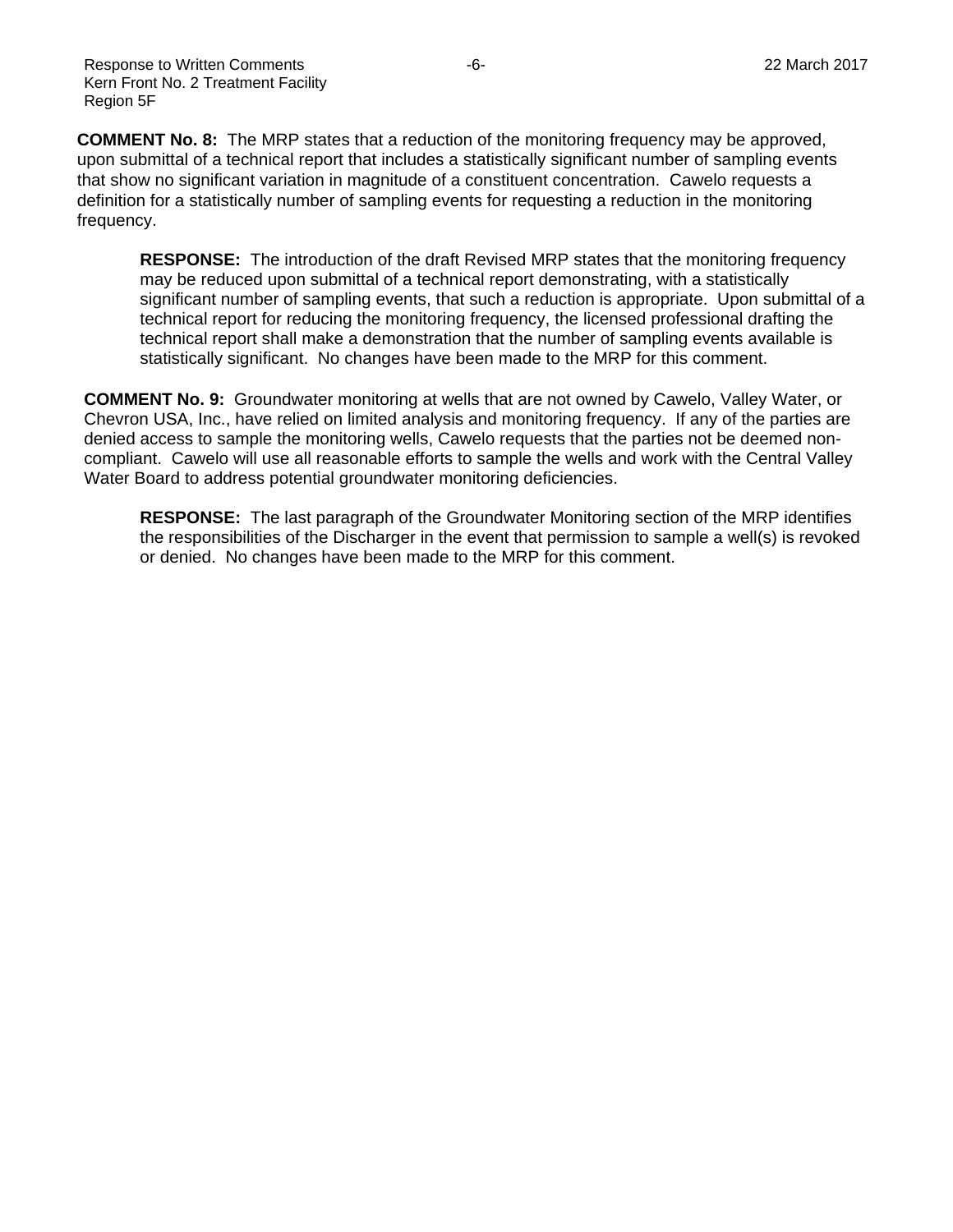**COMMENT No. 8:** The MRP states that a reduction of the monitoring frequency may be approved, upon submittal of a technical report that includes a statistically significant number of sampling events that show no significant variation in magnitude of a constituent concentration. Cawelo requests a definition for a statistically number of sampling events for requesting a reduction in the monitoring frequency.

> **RESPONSE:** The introduction of the draft Revised MRP states that the monitoring frequency may be reduced upon submittal of a technical report demonstrating, with a statistically significant number of sampling events, that such a reduction is appropriate. Upon submittal of a technical report for reducing the monitoring frequency, the licensed professional drafting the technical report shall make a demonstration that the number of sampling events available is statistically significant. No changes have been made to the MRP for this comment.

**COMMENT No. 9:** Groundwater monitoring at wells that are not owned by Cawelo, Valley Water, or Chevron USA, Inc., have relied on limited analysis and monitoring frequency. If any of the parties are denied access to sample the monitoring wells, Cawelo requests that the parties not be deemed non-compliant. Cawelo will use all reasonable efforts to sample the wells and work with the Central Valley Water Board to address potential groundwater monitoring deficiencies.

> **RESPONSE:** The last paragraph of the Groundwater Monitoring section of the MRP identifies the responsibilities of the Discharger in the event that permission to sample a well(s) is revoked or denied. No changes have been made to the MRP for this comment.